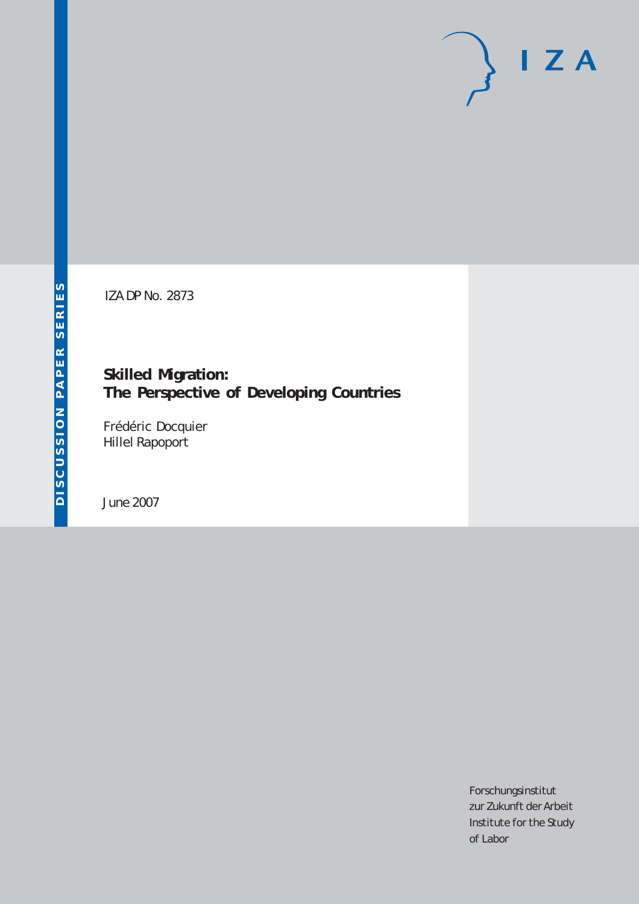DISCUSSION PAPER SERIES

IZA DP No. 2873

# Skilled Migration: The Perspective of Developing Countries

Frédéric Docquier
Hillel Rapoport

June 2007

IZA

Forschungsinstitut
zur Zukunft der Arbeit
Institute for the Study
of Labor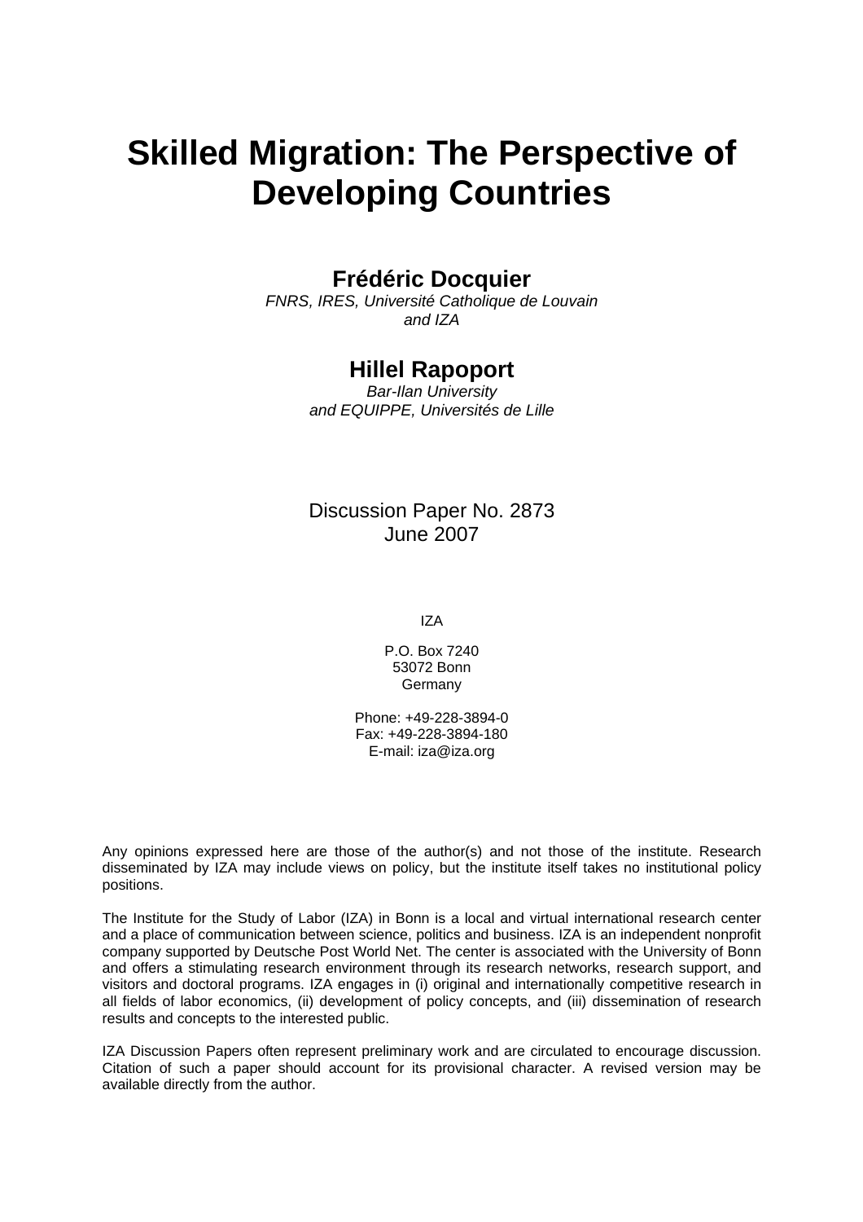# Skilled Migration: The Perspective of Developing Countries

**Frédéric Docquier**

*FNRS, IRES, Université Catholique de Louvain and IZA*

**Hillel Rapoport**

*Bar-Ilan University and EQUIPPE, Universités de Lille*

Discussion Paper No. 2873
June 2007

IZA

P.O. Box 7240
53072 Bonn
Germany

Phone: +49-228-3894-0
Fax: +49-228-3894-180
E-mail: iza@iza.org

Any opinions expressed here are those of the author(s) and not those of the institute. Research disseminated by IZA may include views on policy, but the institute itself takes no institutional policy positions.

The Institute for the Study of Labor (IZA) in Bonn is a local and virtual international research center and a place of communication between science, politics and business. IZA is an independent nonprofit company supported by Deutsche Post World Net. The center is associated with the University of Bonn and offers a stimulating research environment through its research networks, research support, and visitors and doctoral programs. IZA engages in (i) original and internationally competitive research in all fields of labor economics, (ii) development of policy concepts, and (iii) dissemination of research results and concepts to the interested public.

IZA Discussion Papers often represent preliminary work and are circulated to encourage discussion. Citation of such a paper should account for its provisional character. A revised version may be available directly from the author.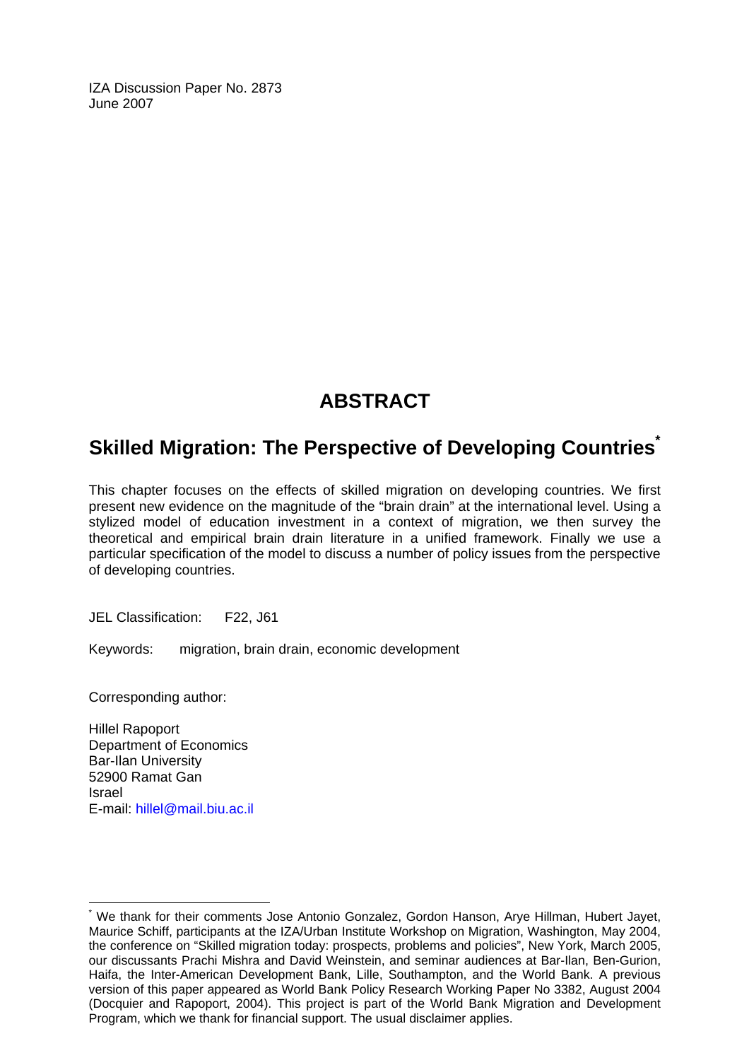IZA Discussion Paper No. 2873
June 2007

# ABSTRACT

## Skilled Migration: The Perspective of Developing Countries*

This chapter focuses on the effects of skilled migration on developing countries. We first present new evidence on the magnitude of the "brain drain" at the international level. Using a stylized model of education investment in a context of migration, we then survey the theoretical and empirical brain drain literature in a unified framework. Finally we use a particular specification of the model to discuss a number of policy issues from the perspective of developing countries.

JEL Classification: F22, J61

Keywords: migration, brain drain, economic development

Corresponding author:

Hillel Rapoport
Department of Economics
Bar-Ilan University
52900 Ramat Gan
Israel
E-mail: hillel@mail.biu.ac.il

* We thank for their comments Jose Antonio Gonzalez, Gordon Hanson, Arye Hillman, Hubert Jayet, Maurice Schiff, participants at the IZA/Urban Institute Workshop on Migration, Washington, May 2004, the conference on "Skilled migration today: prospects, problems and policies", New York, March 2005, our discussants Prachi Mishra and David Weinstein, and seminar audiences at Bar-Ilan, Ben-Gurion, Haifa, the Inter-American Development Bank, Lille, Southampton, and the World Bank. A previous version of this paper appeared as World Bank Policy Research Working Paper No 3382, August 2004 (Docquier and Rapoport, 2004). This project is part of the World Bank Migration and Development Program, which we thank for financial support. The usual disclaimer applies.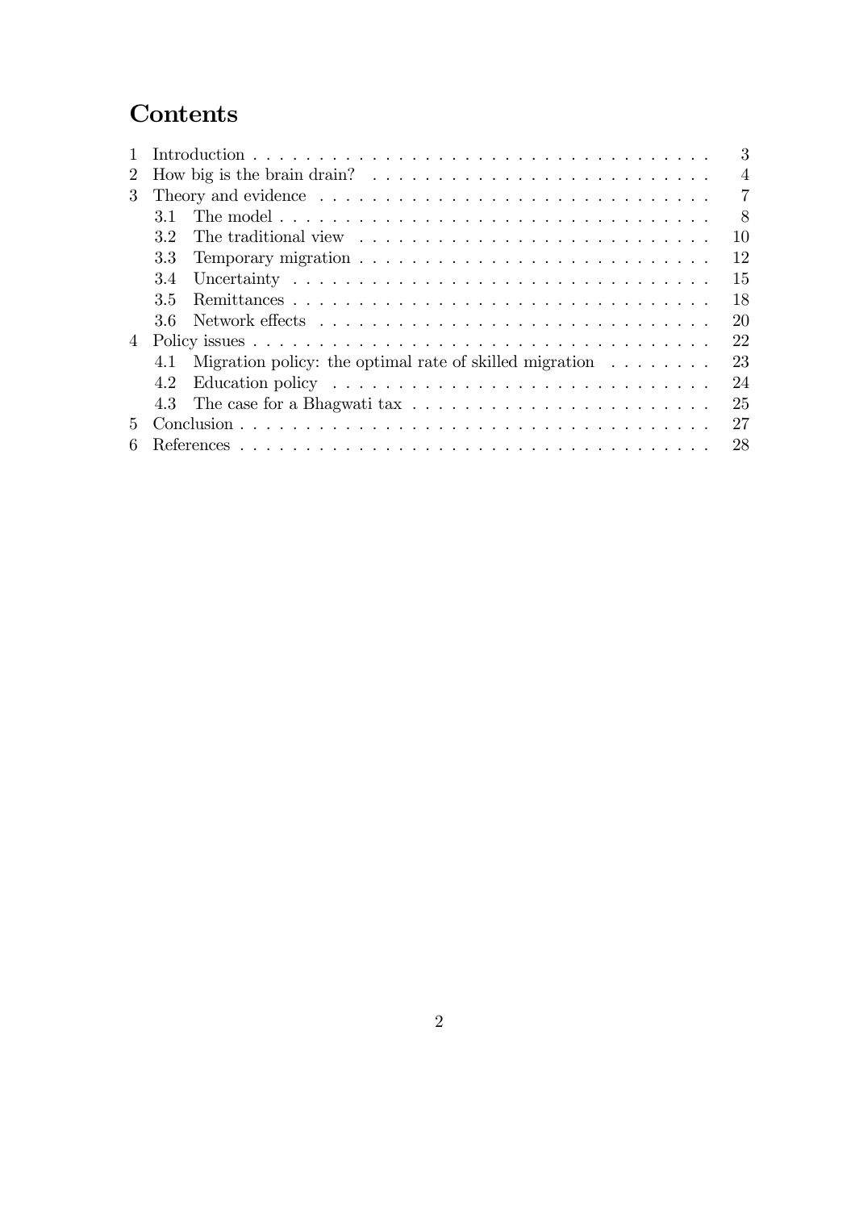# Contents

1 Introduction . . . . . . . . . . . . . . . . . . . . . . . . . . . . . . . . . . . . . 3
2 How big is the brain drain? . . . . . . . . . . . . . . . . . . . . . . . . . . . 4
3 Theory and evidence . . . . . . . . . . . . . . . . . . . . . . . . . . . . . . . 7
   3.1 The model . . . . . . . . . . . . . . . . . . . . . . . . . . . . . . . . . . . 8
   3.2 The traditional view . . . . . . . . . . . . . . . . . . . . . . . . . . . . 10
   3.3 Temporary migration . . . . . . . . . . . . . . . . . . . . . . . . . . . 12
   3.4 Uncertainty . . . . . . . . . . . . . . . . . . . . . . . . . . . . . . . . . 15
   3.5 Remittances . . . . . . . . . . . . . . . . . . . . . . . . . . . . . . . . 18
   3.6 Network effects . . . . . . . . . . . . . . . . . . . . . . . . . . . . . . 20
4 Policy issues . . . . . . . . . . . . . . . . . . . . . . . . . . . . . . . . . . . 22
   4.1 Migration policy: the optimal rate of skilled migration . . . . . . . . 23
   4.2 Education policy . . . . . . . . . . . . . . . . . . . . . . . . . . . . . . 24
   4.3 The case for a Bhagwati tax . . . . . . . . . . . . . . . . . . . . . . . 25
5 Conclusion . . . . . . . . . . . . . . . . . . . . . . . . . . . . . . . . . . . . 27
6 References . . . . . . . . . . . . . . . . . . . . . . . . . . . . . . . . . . . . 28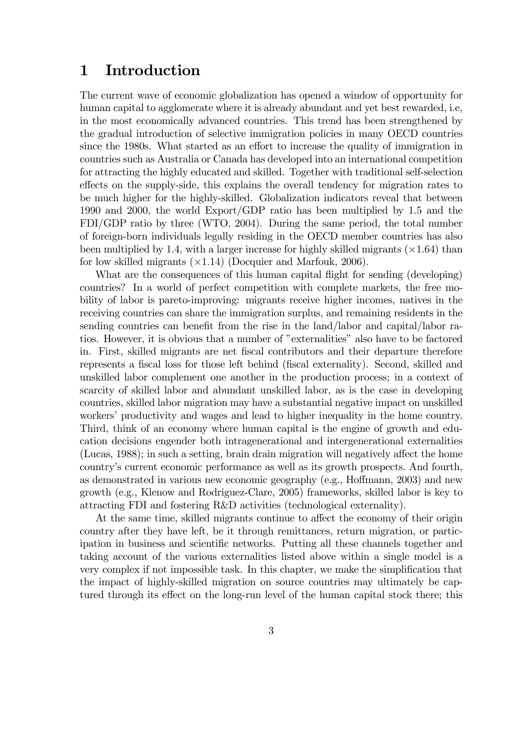// Page 5
# 1 Introduction

The current wave of economic globalization has opened a window of opportunity for human capital to agglomerate where it is already abundant and yet best rewarded, i.e, in the most economically advanced countries. This trend has been strengthened by the gradual introduction of selective immigration policies in many OECD countries since the 1980s. What started as an effort to increase the quality of immigration in countries such as Australia or Canada has developed into an international competition for attracting the highly educated and skilled. Together with traditional self-selection effects on the supply-side, this explains the overall tendency for migration rates to be much higher for the highly-skilled. Globalization indicators reveal that between 1990 and 2000, the world Export/GDP ratio has been multiplied by 1.5 and the FDI/GDP ratio by three (WTO, 2004). During the same period, the total number of foreign-born individuals legally residing in the OECD member countries has also been multiplied by 1.4, with a larger increase for highly skilled migrants ($\times 1.64$) than for low skilled migrants ($\times 1.14$) (Docquier and Marfouk, 2006).

What are the consequences of this human capital flight for sending (developing) countries? In a world of perfect competition with complete markets, the free mobility of labor is pareto-improving: migrants receive higher incomes, natives in the receiving countries can share the immigration surplus, and remaining residents in the sending countries can benefit from the rise in the land/labor and capital/labor ratios. However, it is obvious that a number of "externalities" also have to be factored in. First, skilled migrants are net fiscal contributors and their departure therefore represents a fiscal loss for those left behind (fiscal externality). Second, skilled and unskilled labor complement one another in the production process; in a context of scarcity of skilled labor and abundant unskilled labor, as is the case in developing countries, skilled labor migration may have a substantial negative impact on unskilled workers' productivity and wages and lead to higher inequality in the home country. Third, think of an economy where human capital is the engine of growth and education decisions engender both intragenerational and intergenerational externalities (Lucas, 1988); in such a setting, brain drain migration will negatively affect the home country's current economic performance as well as its growth prospects. And fourth, as demonstrated in various new economic geography (e.g., Hoffmann, 2003) and new growth (e.g., Klenow and Rodriguez-Clare, 2005) frameworks, skilled labor is key to attracting FDI and fostering R&D activities (technological externality).

At the same time, skilled migrants continue to affect the economy of their origin country after they have left, be it through remittances, return migration, or participation in business and scientific networks. Putting all these channels together and taking account of the various externalities listed above within a single model is a very complex if not impossible task. In this chapter, we make the simplification that the impact of highly-skilled migration on source countries may ultimately be captured through its effect on the long-run level of the human capital stock there; this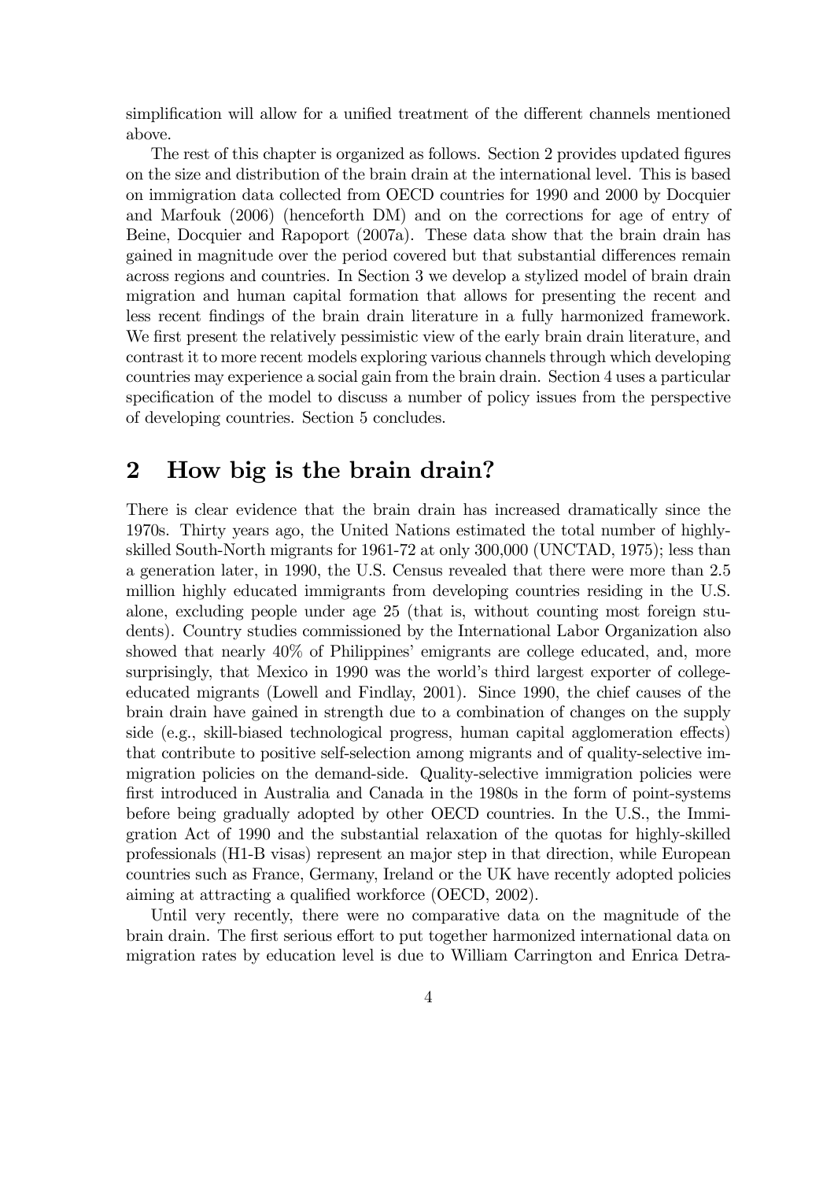simplification will allow for a unified treatment of the different channels mentioned above.

The rest of this chapter is organized as follows. Section 2 provides updated figures on the size and distribution of the brain drain at the international level. This is based on immigration data collected from OECD countries for 1990 and 2000 by Docquier and Marfouk (2006) (henceforth DM) and on the corrections for age of entry of Beine, Docquier and Rapoport (2007a). These data show that the brain drain has gained in magnitude over the period covered but that substantial differences remain across regions and countries. In Section 3 we develop a stylized model of brain drain migration and human capital formation that allows for presenting the recent and less recent findings of the brain drain literature in a fully harmonized framework. We first present the relatively pessimistic view of the early brain drain literature, and contrast it to more recent models exploring various channels through which developing countries may experience a social gain from the brain drain. Section 4 uses a particular specification of the model to discuss a number of policy issues from the perspective of developing countries. Section 5 concludes.

## 2 How big is the brain drain?

There is clear evidence that the brain drain has increased dramatically since the 1970s. Thirty years ago, the United Nations estimated the total number of highly-skilled South-North migrants for 1961-72 at only 300,000 (UNCTAD, 1975); less than a generation later, in 1990, the U.S. Census revealed that there were more than 2.5 million highly educated immigrants from developing countries residing in the U.S. alone, excluding people under age 25 (that is, without counting most foreign students). Country studies commissioned by the International Labor Organization also showed that nearly 40% of Philippines' emigrants are college educated, and, more surprisingly, that Mexico in 1990 was the world's third largest exporter of college-educated migrants (Lowell and Findlay, 2001). Since 1990, the chief causes of the brain drain have gained in strength due to a combination of changes on the supply side (e.g., skill-biased technological progress, human capital agglomeration effects) that contribute to positive self-selection among migrants and of quality-selective immigration policies on the demand-side. Quality-selective immigration policies were first introduced in Australia and Canada in the 1980s in the form of point-systems before being gradually adopted by other OECD countries. In the U.S., the Immigration Act of 1990 and the substantial relaxation of the quotas for highly-skilled professionals (H1-B visas) represent an major step in that direction, while European countries such as France, Germany, Ireland or the UK have recently adopted policies aiming at attracting a qualified workforce (OECD, 2002).

Until very recently, there were no comparative data on the magnitude of the brain drain. The first serious effort to put together harmonized international data on migration rates by education level is due to William Carrington and Enrica Detra-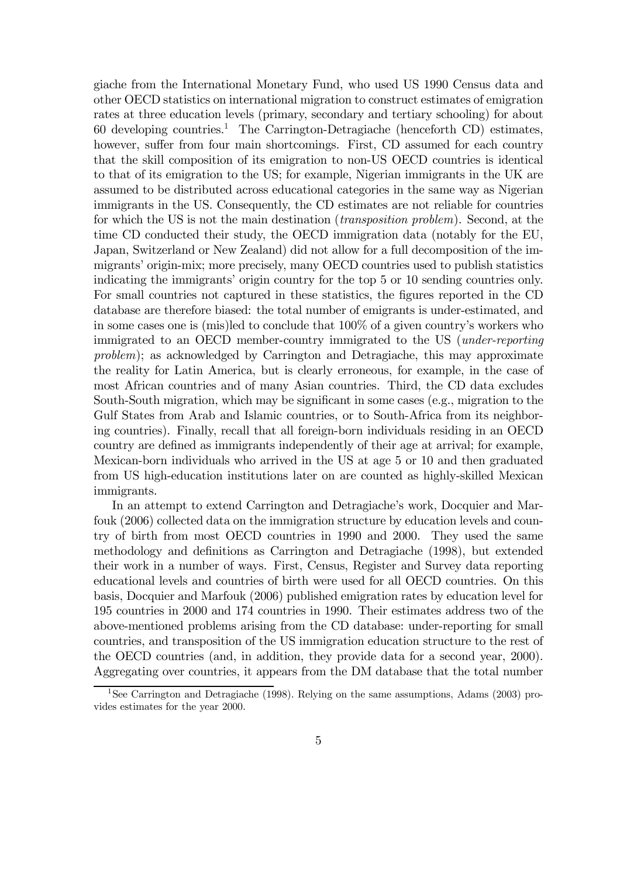giache from the International Monetary Fund, who used US 1990 Census data and other OECD statistics on international migration to construct estimates of emigration rates at three education levels (primary, secondary and tertiary schooling) for about 60 developing countries.[1] The Carrington-Detragiache (henceforth CD) estimates, however, suffer from four main shortcomings. First, CD assumed for each country that the skill composition of its emigration to non-US OECD countries is identical to that of its emigration to the US; for example, Nigerian immigrants in the UK are assumed to be distributed across educational categories in the same way as Nigerian immigrants in the US. Consequently, the CD estimates are not reliable for countries for which the US is not the main destination (*transposition problem*). Second, at the time CD conducted their study, the OECD immigration data (notably for the EU, Japan, Switzerland or New Zealand) did not allow for a full decomposition of the immigrants' origin-mix; more precisely, many OECD countries used to publish statistics indicating the immigrants' origin country for the top 5 or 10 sending countries only. For small countries not captured in these statistics, the figures reported in the CD database are therefore biased: the total number of emigrants is under-estimated, and in some cases one is (mis)led to conclude that 100% of a given country's workers who immigrated to an OECD member-country immigrated to the US (*under-reporting problem*); as acknowledged by Carrington and Detragiache, this may approximate the reality for Latin America, but is clearly erroneous, for example, in the case of most African countries and of many Asian countries. Third, the CD data excludes South-South migration, which may be significant in some cases (e.g., migration to the Gulf States from Arab and Islamic countries, or to South-Africa from its neighboring countries). Finally, recall that all foreign-born individuals residing in an OECD country are defined as immigrants independently of their age at arrival; for example, Mexican-born individuals who arrived in the US at age 5 or 10 and then graduated from US high-education institutions later on are counted as highly-skilled Mexican immigrants.

In an attempt to extend Carrington and Detragiache's work, Docquier and Marfouk (2006) collected data on the immigration structure by education levels and country of birth from most OECD countries in 1990 and 2000. They used the same methodology and definitions as Carrington and Detragiache (1998), but extended their work in a number of ways. First, Census, Register and Survey data reporting educational levels and countries of birth were used for all OECD countries. On this basis, Docquier and Marfouk (2006) published emigration rates by education level for 195 countries in 2000 and 174 countries in 1990. Their estimates address two of the above-mentioned problems arising from the CD database: under-reporting for small countries, and transposition of the US immigration education structure to the rest of the OECD countries (and, in addition, they provide data for a second year, 2000). Aggregating over countries, it appears from the DM database that the total number

[1] See Carrington and Detragiache (1998). Relying on the same assumptions, Adams (2003) provides estimates for the year 2000.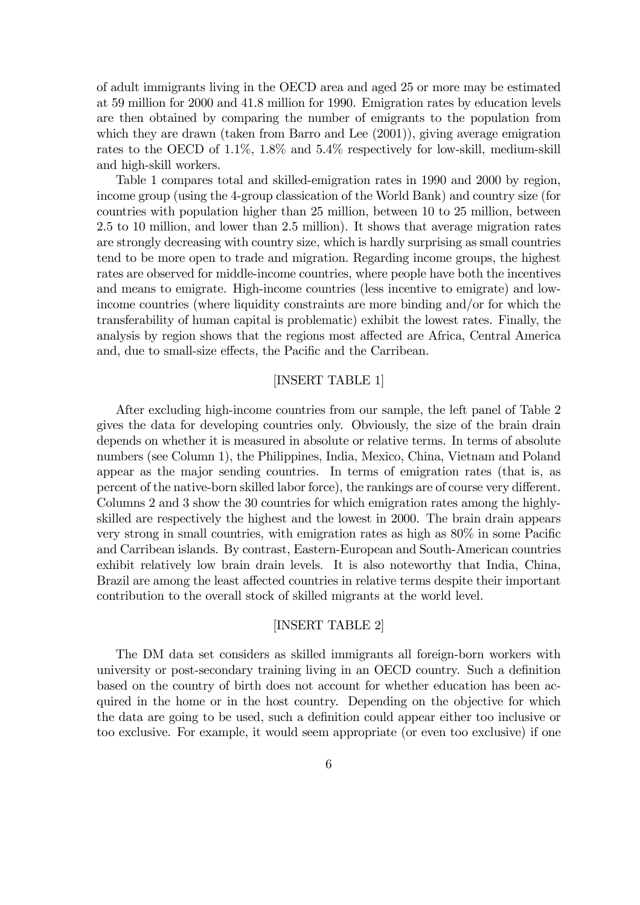of adult immigrants living in the OECD area and aged 25 or more may be estimated at 59 million for 2000 and 41.8 million for 1990. Emigration rates by education levels are then obtained by comparing the number of emigrants to the population from which they are drawn (taken from Barro and Lee (2001)), giving average emigration rates to the OECD of 1.1%, 1.8% and 5.4% respectively for low-skill, medium-skill and high-skill workers.

Table 1 compares total and skilled-emigration rates in 1990 and 2000 by region, income group (using the 4-group classication of the World Bank) and country size (for countries with population higher than 25 million, between 10 to 25 million, between 2.5 to 10 million, and lower than 2.5 million). It shows that average migration rates are strongly decreasing with country size, which is hardly surprising as small countries tend to be more open to trade and migration. Regarding income groups, the highest rates are observed for middle-income countries, where people have both the incentives and means to emigrate. High-income countries (less incentive to emigrate) and low-income countries (where liquidity constraints are more binding and/or for which the transferability of human capital is problematic) exhibit the lowest rates. Finally, the analysis by region shows that the regions most affected are Africa, Central America and, due to small-size effects, the Pacific and the Carribean.

[INSERT TABLE 1]

After excluding high-income countries from our sample, the left panel of Table 2 gives the data for developing countries only. Obviously, the size of the brain drain depends on whether it is measured in absolute or relative terms. In terms of absolute numbers (see Column 1), the Philippines, India, Mexico, China, Vietnam and Poland appear as the major sending countries. In terms of emigration rates (that is, as percent of the native-born skilled labor force), the rankings are of course very different. Columns 2 and 3 show the 30 countries for which emigration rates among the highly-skilled are respectively the highest and the lowest in 2000. The brain drain appears very strong in small countries, with emigration rates as high as 80% in some Pacific and Carribean islands. By contrast, Eastern-European and South-American countries exhibit relatively low brain drain levels. It is also noteworthy that India, China, Brazil are among the least affected countries in relative terms despite their important contribution to the overall stock of skilled migrants at the world level.

[INSERT TABLE 2]

The DM data set considers as skilled immigrants all foreign-born workers with university or post-secondary training living in an OECD country. Such a definition based on the country of birth does not account for whether education has been acquired in the home or in the host country. Depending on the objective for which the data are going to be used, such a definition could appear either too inclusive or too exclusive. For example, it would seem appropriate (or even too exclusive) if one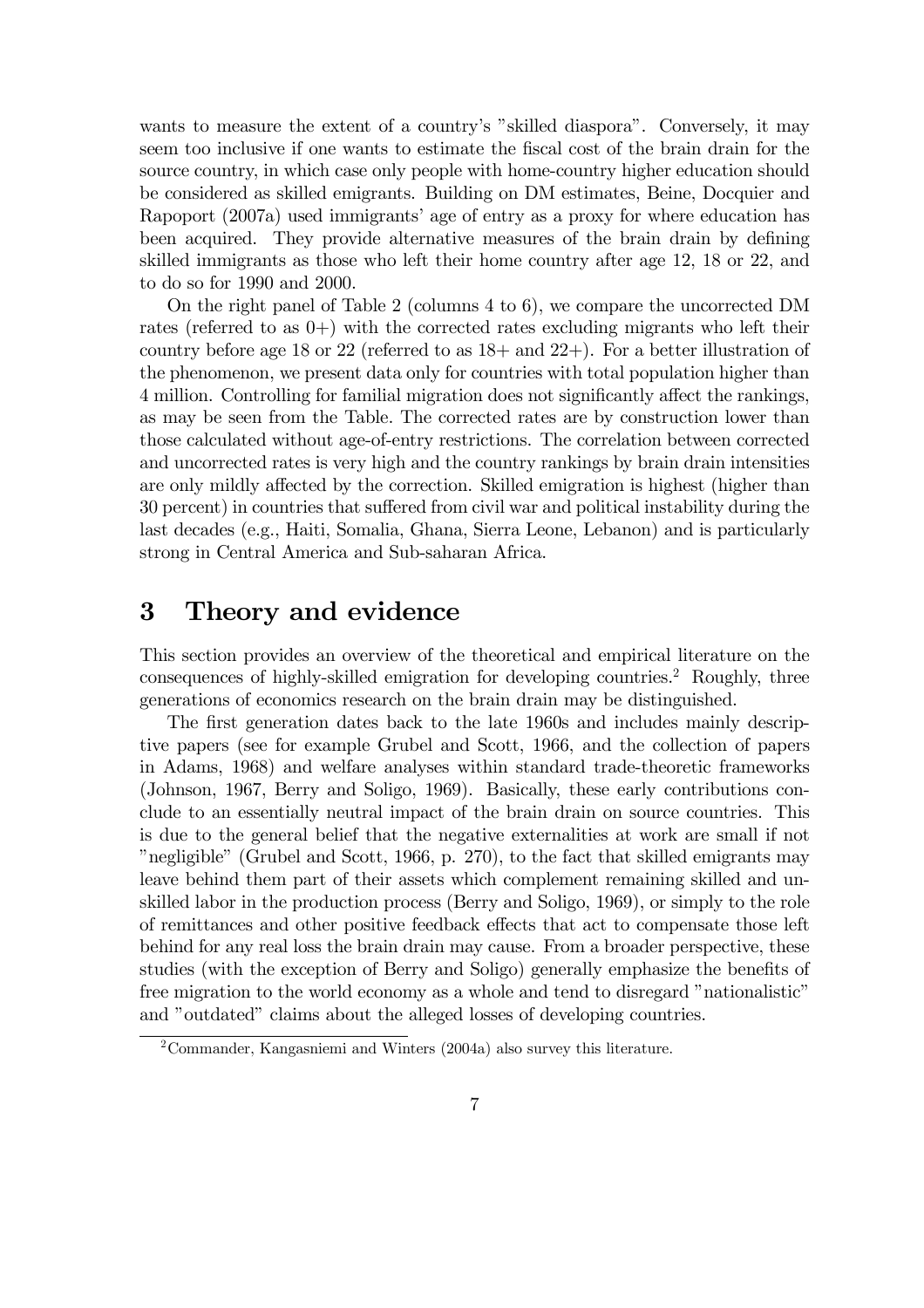wants to measure the extent of a country's "skilled diaspora". Conversely, it may seem too inclusive if one wants to estimate the fiscal cost of the brain drain for the source country, in which case only people with home-country higher education should be considered as skilled emigrants. Building on DM estimates, Beine, Docquier and Rapoport (2007a) used immigrants' age of entry as a proxy for where education has been acquired. They provide alternative measures of the brain drain by defining skilled immigrants as those who left their home country after age 12, 18 or 22, and to do so for 1990 and 2000.

On the right panel of Table 2 (columns 4 to 6), we compare the uncorrected DM rates (referred to as 0+) with the corrected rates excluding migrants who left their country before age 18 or 22 (referred to as 18+ and 22+). For a better illustration of the phenomenon, we present data only for countries with total population higher than 4 million. Controlling for familial migration does not significantly affect the rankings, as may be seen from the Table. The corrected rates are by construction lower than those calculated without age-of-entry restrictions. The correlation between corrected and uncorrected rates is very high and the country rankings by brain drain intensities are only mildly affected by the correction. Skilled emigration is highest (higher than 30 percent) in countries that suffered from civil war and political instability during the last decades (e.g., Haiti, Somalia, Ghana, Sierra Leone, Lebanon) and is particularly strong in Central America and Sub-saharan Africa.

# 3 Theory and evidence

This section provides an overview of the theoretical and empirical literature on the consequences of highly-skilled emigration for developing countries.[2] Roughly, three generations of economics research on the brain drain may be distinguished.

The first generation dates back to the late 1960s and includes mainly descriptive papers (see for example Grubel and Scott, 1966, and the collection of papers in Adams, 1968) and welfare analyses within standard trade-theoretic frameworks (Johnson, 1967, Berry and Soligo, 1969). Basically, these early contributions conclude to an essentially neutral impact of the brain drain on source countries. This is due to the general belief that the negative externalities at work are small if not "negligible" (Grubel and Scott, 1966, p. 270), to the fact that skilled emigrants may leave behind them part of their assets which complement remaining skilled and unskilled labor in the production process (Berry and Soligo, 1969), or simply to the role of remittances and other positive feedback effects that act to compensate those left behind for any real loss the brain drain may cause. From a broader perspective, these studies (with the exception of Berry and Soligo) generally emphasize the benefits of free migration to the world economy as a whole and tend to disregard "nationalistic" and "outdated" claims about the alleged losses of developing countries.

[2] Commander, Kangasniemi and Winters (2004a) also survey this literature.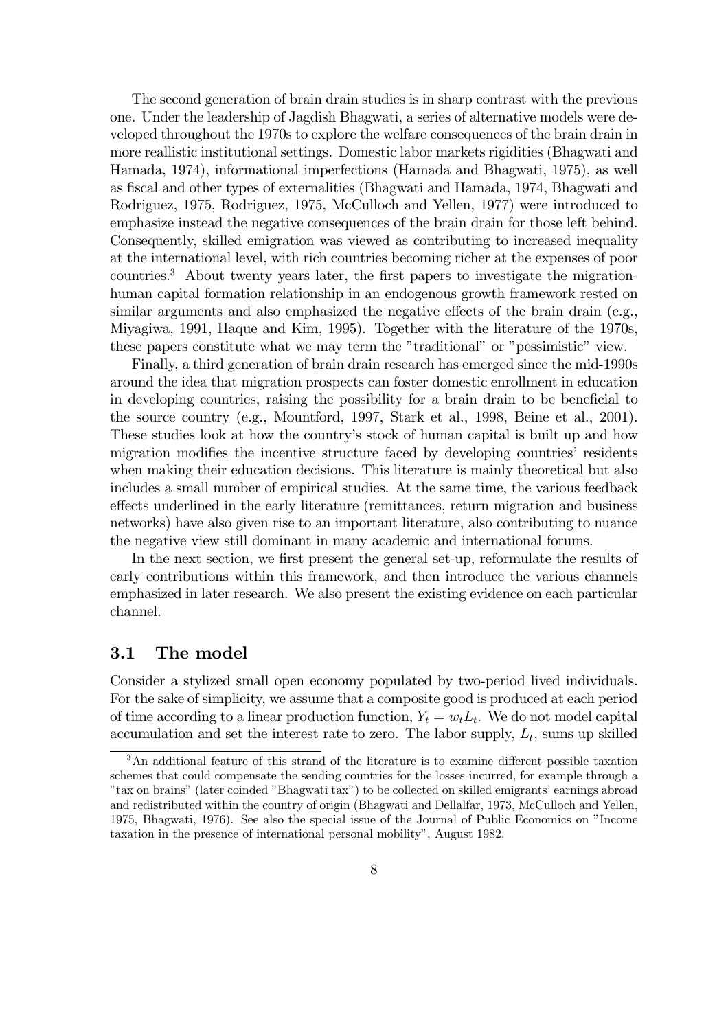The second generation of brain drain studies is in sharp contrast with the previous one. Under the leadership of Jagdish Bhagwati, a series of alternative models were developed throughout the 1970s to explore the welfare consequences of the brain drain in more reallistic institutional settings. Domestic labor markets rigidities (Bhagwati and Hamada, 1974), informational imperfections (Hamada and Bhagwati, 1975), as well as fiscal and other types of externalities (Bhagwati and Hamada, 1974, Bhagwati and Rodriguez, 1975, Rodriguez, 1975, McCulloch and Yellen, 1977) were introduced to emphasize instead the negative consequences of the brain drain for those left behind. Consequently, skilled emigration was viewed as contributing to increased inequality at the international level, with rich countries becoming richer at the expenses of poor countries.[3] About twenty years later, the first papers to investigate the migration-human capital formation relationship in an endogenous growth framework rested on similar arguments and also emphasized the negative effects of the brain drain (e.g., Miyagiwa, 1991, Haque and Kim, 1995). Together with the literature of the 1970s, these papers constitute what we may term the "traditional" or "pessimistic" view.

Finally, a third generation of brain drain research has emerged since the mid-1990s around the idea that migration prospects can foster domestic enrollment in education in developing countries, raising the possibility for a brain drain to be beneficial to the source country (e.g., Mountford, 1997, Stark et al., 1998, Beine et al., 2001). These studies look at how the country's stock of human capital is built up and how migration modifies the incentive structure faced by developing countries' residents when making their education decisions. This literature is mainly theoretical but also includes a small number of empirical studies. At the same time, the various feedback effects underlined in the early literature (remittances, return migration and business networks) have also given rise to an important literature, also contributing to nuance the negative view still dominant in many academic and international forums.

In the next section, we first present the general set-up, reformulate the results of early contributions within this framework, and then introduce the various channels emphasized in later research. We also present the existing evidence on each particular channel.

### 3.1 The model

Consider a stylized small open economy populated by two-period lived individuals. For the sake of simplicity, we assume that a composite good is produced at each period of time according to a linear production function, $Y_t = w_t L_t$. We do not model capital accumulation and set the interest rate to zero. The labor supply, $L_t$, sums up skilled

[3] An additional feature of this strand of the literature is to examine different possible taxation schemes that could compensate the sending countries for the losses incurred, for example through a "tax on brains" (later coinded "Bhagwati tax") to be collected on skilled emigrants' earnings abroad and redistributed within the country of origin (Bhagwati and Dellalfar, 1973, McCulloch and Yellen, 1975, Bhagwati, 1976). See also the special issue of the Journal of Public Economics on "Income taxation in the presence of international personal mobility", August 1982.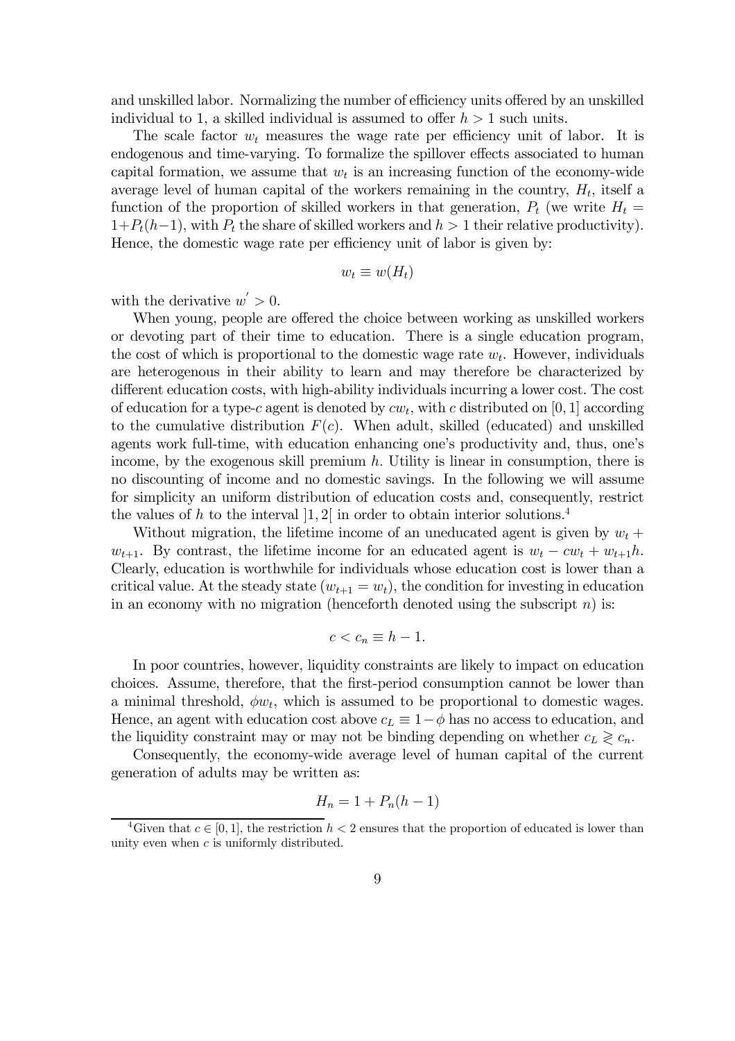and unskilled labor. Normalizing the number of efficiency units offered by an unskilled individual to 1, a skilled individual is assumed to offer $h > 1$ such units.

The scale factor $w_t$ measures the wage rate per efficiency unit of labor. It is endogenous and time-varying. To formalize the spillover effects associated to human capital formation, we assume that $w_t$ is an increasing function of the economy-wide average level of human capital of the workers remaining in the country, $H_t$, itself a function of the proportion of skilled workers in that generation, $P_t$ (we write $H_t = 1+P_t(h-1)$, with $P_t$ the share of skilled workers and $h > 1$ their relative productivity). Hence, the domestic wage rate per efficiency unit of labor is given by:

$$w_t \equiv w(H_t)$$

with the derivative $w' > 0$.

When young, people are offered the choice between working as unskilled workers or devoting part of their time to education. There is a single education program, the cost of which is proportional to the domestic wage rate $w_t$. However, individuals are heterogenous in their ability to learn and may therefore be characterized by different education costs, with high-ability individuals incurring a lower cost. The cost of education for a type-$c$ agent is denoted by $cw_t$, with $c$ distributed on $[0, 1]$ according to the cumulative distribution $F(c)$. When adult, skilled (educated) and unskilled agents work full-time, with education enhancing one's productivity and, thus, one's income, by the exogenous skill premium $h$. Utility is linear in consumption, there is no discounting of income and no domestic savings. In the following we will assume for simplicity an uniform distribution of education costs and, consequently, restrict the values of $h$ to the interval $]1, 2[$ in order to obtain interior solutions.[4]

Without migration, the lifetime income of an uneducated agent is given by $w_t + w_{t+1}$. By contrast, the lifetime income for an educated agent is $w_t - cw_t + w_{t+1}h$. Clearly, education is worthwhile for individuals whose education cost is lower than a critical value. At the steady state ($w_{t+1} = w_t$), the condition for investing in education in an economy with no migration (henceforth denoted using the subscript $n$) is:

$$c < c_n \equiv h - 1.$$

In poor countries, however, liquidity constraints are likely to impact on education choices. Assume, therefore, that the first-period consumption cannot be lower than a minimal threshold, $\phi w_t$, which is assumed to be proportional to domestic wages. Hence, an agent with education cost above $c_L \equiv 1 - \phi$ has no access to education, and the liquidity constraint may or may not be binding depending on whether $c_L \gtrless c_n$.

Consequently, the economy-wide average level of human capital of the current generation of adults may be written as:

$$H_n = 1 + P_n(h - 1)$$

[4] Given that $c \in [0, 1]$, the restriction $h < 2$ ensures that the proportion of educated is lower than unity even when $c$ is uniformly distributed.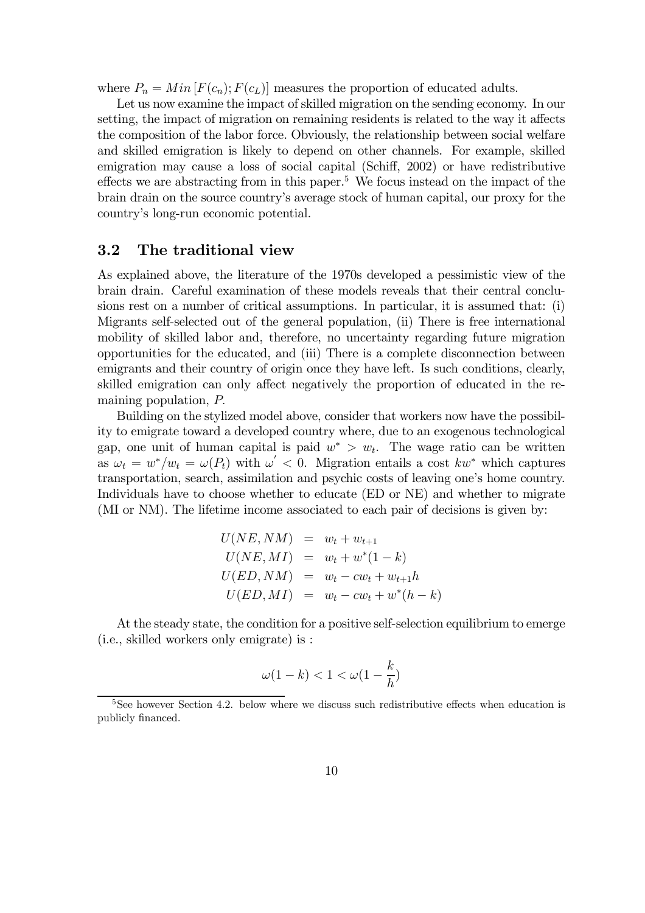where $P_n = Min\left[F(c_n); F(c_L)\right]$ measures the proportion of educated adults.

Let us now examine the impact of skilled migration on the sending economy. In our setting, the impact of migration on remaining residents is related to the way it affects the composition of the labor force. Obviously, the relationship between social welfare and skilled emigration is likely to depend on other channels. For example, skilled emigration may cause a loss of social capital (Schiff, 2002) or have redistributive effects we are abstracting from in this paper.[5] We focus instead on the impact of the brain drain on the source country's average stock of human capital, our proxy for the country's long-run economic potential.

## 3.2 The traditional view

As explained above, the literature of the 1970s developed a pessimistic view of the brain drain. Careful examination of these models reveals that their central conclusions rest on a number of critical assumptions. In particular, it is assumed that: (i) Migrants self-selected out of the general population, (ii) There is free international mobility of skilled labor and, therefore, no uncertainty regarding future migration opportunities for the educated, and (iii) There is a complete disconnection between emigrants and their country of origin once they have left. Is such conditions, clearly, skilled emigration can only affect negatively the proportion of educated in the remaining population, $P$.

Building on the stylized model above, consider that workers now have the possibility to emigrate toward a developed country where, due to an exogenous technological gap, one unit of human capital is paid $w^* > w_t$. The wage ratio can be written as $\omega_t = w^*/w_t = \omega(P_t)$ with $\omega' < 0$. Migration entails a cost $kw^*$ which captures transportation, search, assimilation and psychic costs of leaving one's home country. Individuals have to choose whether to educate (ED or NE) and whether to migrate (MI or NM). The lifetime income associated to each pair of decisions is given by:

$$
\begin{aligned}
U(NE, NM) &= w_t + w_{t+1} \\
U(NE, MI) &= w_t + w^*(1-k) \\
U(ED, NM) &= w_t - cw_t + w_{t+1}h \\
U(ED, MI) &= w_t - cw_t + w^*(h-k)
\end{aligned}
$$

At the steady state, the condition for a positive self-selection equilibrium to emerge (i.e., skilled workers only emigrate) is :

$$
\omega(1-k) < 1 < \omega(1 - \frac{k}{h})
$$

[5] See however Section 4.2. below where we discuss such redistributive effects when education is publicly financed.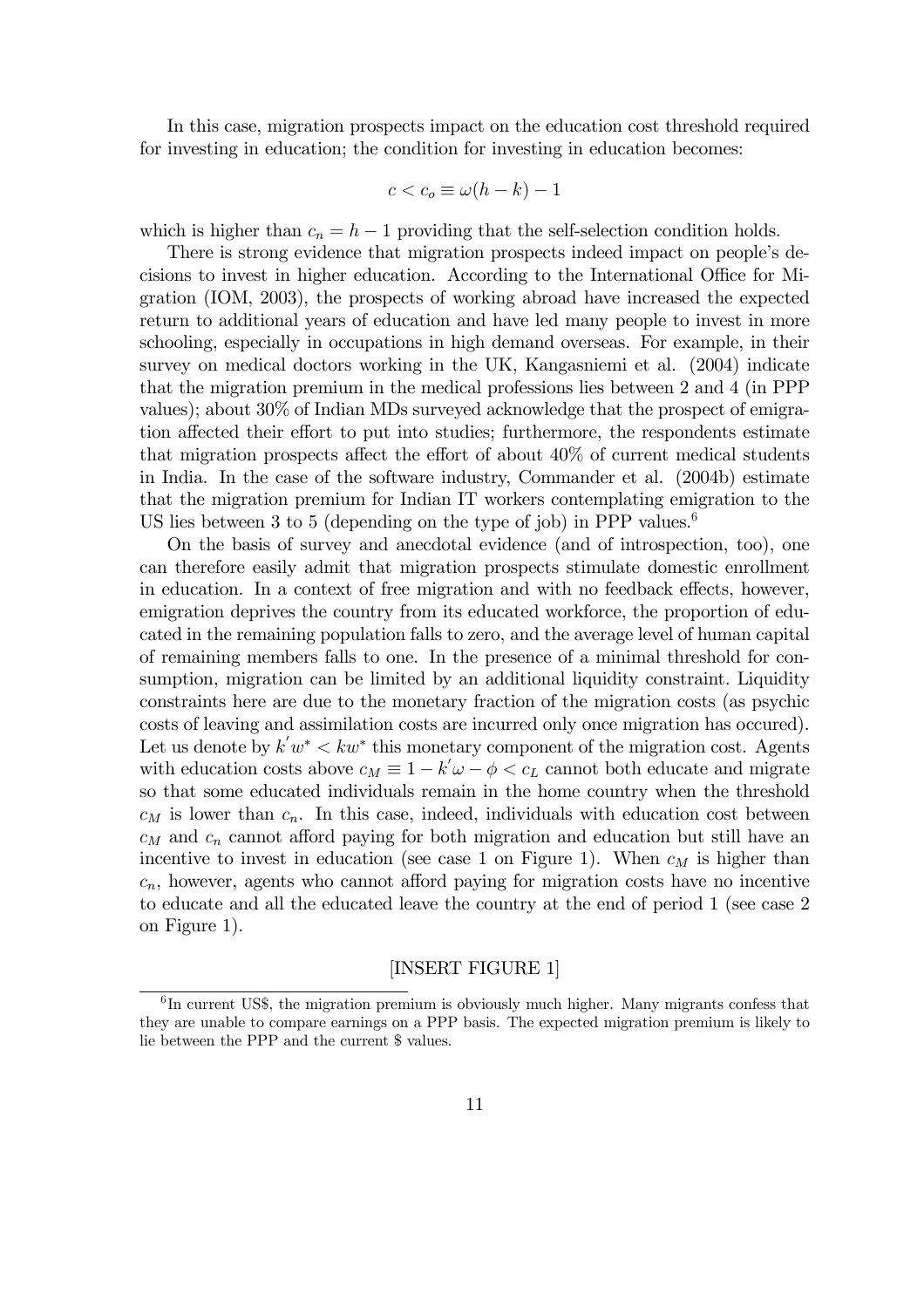In this case, migration prospects impact on the education cost threshold required for investing in education; the condition for investing in education becomes:

$$c < c_o \equiv \omega(h - k) - 1$$

which is higher than $c_n = h - 1$ providing that the self-selection condition holds.

There is strong evidence that migration prospects indeed impact on people's decisions to invest in higher education. According to the International Office for Migration (IOM, 2003), the prospects of working abroad have increased the expected return to additional years of education and have led many people to invest in more schooling, especially in occupations in high demand overseas. For example, in their survey on medical doctors working in the UK, Kangasniemi et al. (2004) indicate that the migration premium in the medical professions lies between 2 and 4 (in PPP values); about 30% of Indian MDs surveyed acknowledge that the prospect of emigration affected their effort to put into studies; furthermore, the respondents estimate that migration prospects affect the effort of about 40% of current medical students in India. In the case of the software industry, Commander et al. (2004b) estimate that the migration premium for Indian IT workers contemplating emigration to the US lies between 3 to 5 (depending on the type of job) in PPP values.[6]

On the basis of survey and anecdotal evidence (and of introspection, too), one can therefore easily admit that migration prospects stimulate domestic enrollment in education. In a context of free migration and with no feedback effects, however, emigration deprives the country from its educated workforce, the proportion of educated in the remaining population falls to zero, and the average level of human capital of remaining members falls to one. In the presence of a minimal threshold for consumption, migration can be limited by an additional liquidity constraint. Liquidity constraints here are due to the monetary fraction of the migration costs (as psychic costs of leaving and assimilation costs are incurred only once migration has occured). Let us denote by $k^{'}w^{*} < kw^{*}$ this monetary component of the migration cost. Agents with education costs above $c_M \equiv 1 - k^{'}\omega - \phi < c_L$ cannot both educate and migrate so that some educated individuals remain in the home country when the threshold $c_M$ is lower than $c_n$. In this case, indeed, individuals with education cost between $c_M$ and $c_n$ cannot afford paying for both migration and education but still have an incentive to invest in education (see case 1 on Figure 1). When $c_M$ is higher than $c_n$, however, agents who cannot afford paying for migration costs have no incentive to educate and all the educated leave the country at the end of period 1 (see case 2 on Figure 1).

[INSERT FIGURE 1]

[6] In current US$, the migration premium is obviously much higher. Many migrants confess that they are unable to compare earnings on a PPP basis. The expected migration premium is likely to lie between the PPP and the current $ values.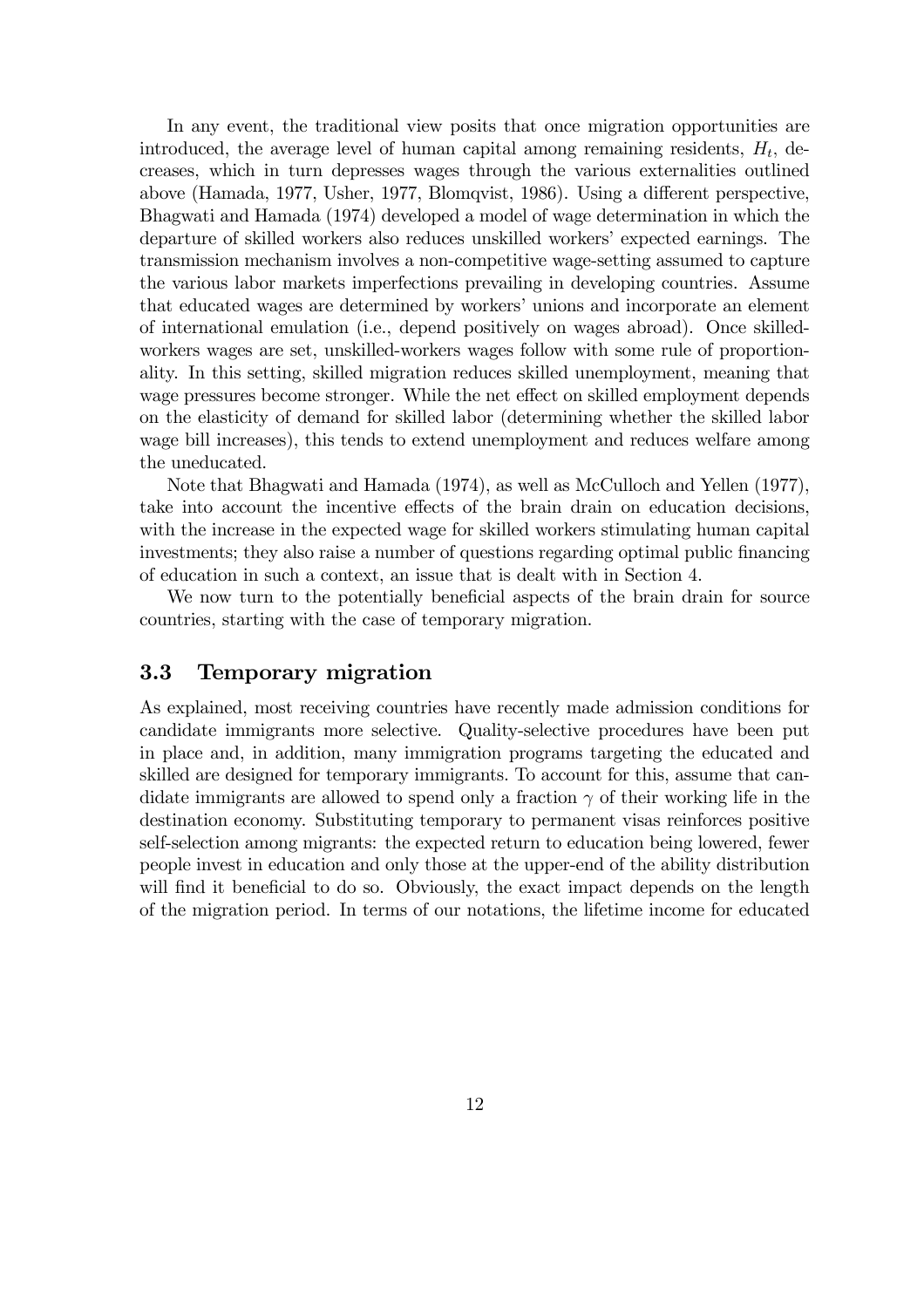In any event, the traditional view posits that once migration opportunities are introduced, the average level of human capital among remaining residents, $H_t$, decreases, which in turn depresses wages through the various externalities outlined above (Hamada, 1977, Usher, 1977, Blomqvist, 1986). Using a different perspective, Bhagwati and Hamada (1974) developed a model of wage determination in which the departure of skilled workers also reduces unskilled workers' expected earnings. The transmission mechanism involves a non-competitive wage-setting assumed to capture the various labor markets imperfections prevailing in developing countries. Assume that educated wages are determined by workers' unions and incorporate an element of international emulation (i.e., depend positively on wages abroad). Once skilled-workers wages are set, unskilled-workers wages follow with some rule of proportionality. In this setting, skilled migration reduces skilled unemployment, meaning that wage pressures become stronger. While the net effect on skilled employment depends on the elasticity of demand for skilled labor (determining whether the skilled labor wage bill increases), this tends to extend unemployment and reduces welfare among the uneducated.

Note that Bhagwati and Hamada (1974), as well as McCulloch and Yellen (1977), take into account the incentive effects of the brain drain on education decisions, with the increase in the expected wage for skilled workers stimulating human capital investments; they also raise a number of questions regarding optimal public financing of education in such a context, an issue that is dealt with in Section 4.

We now turn to the potentially beneficial aspects of the brain drain for source countries, starting with the case of temporary migration.

### 3.3 Temporary migration

As explained, most receiving countries have recently made admission conditions for candidate immigrants more selective. Quality-selective procedures have been put in place and, in addition, many immigration programs targeting the educated and skilled are designed for temporary immigrants. To account for this, assume that candidate immigrants are allowed to spend only a fraction $\gamma$ of their working life in the destination economy. Substituting temporary to permanent visas reinforces positive self-selection among migrants: the expected return to education being lowered, fewer people invest in education and only those at the upper-end of the ability distribution will find it beneficial to do so. Obviously, the exact impact depends on the length of the migration period. In terms of our notations, the lifetime income for educated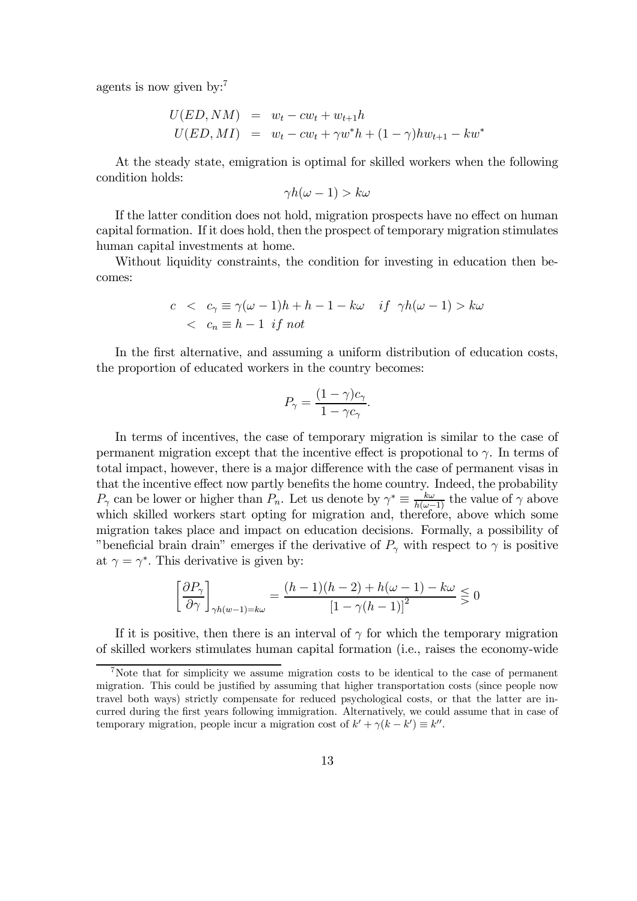agents is now given by:[7]

$$
\begin{aligned}
U(ED, NM) &= w_t - cw_t + w_{t+1}h \\
U(ED, MI) &= w_t - cw_t + \gamma w^* h + (1-\gamma)hw_{t+1} - kw^*
\end{aligned}
$$

At the steady state, emigration is optimal for skilled workers when the following condition holds:

$$
\gamma h(\omega - 1) > k\omega
$$

If the latter condition does not hold, migration prospects have no effect on human capital formation. If it does hold, then the prospect of temporary migration stimulates human capital investments at home.

Without liquidity constraints, the condition for investing in education then becomes:

$$
\begin{aligned}
c &< c_\gamma \equiv \gamma(\omega - 1)h + h - 1 - k\omega \quad if \ \ \gamma h(\omega - 1) > k\omega \\
&< c_n \equiv h - 1 \ \ if \ not
\end{aligned}
$$

In the first alternative, and assuming a uniform distribution of education costs, the proportion of educated workers in the country becomes:

$$
P_\gamma = \frac{(1-\gamma)c_\gamma}{1 - \gamma c_\gamma}.
$$

In terms of incentives, the case of temporary migration is similar to the case of permanent migration except that the incentive effect is propotional to $\gamma$. In terms of total impact, however, there is a major difference with the case of permanent visas in that the incentive effect now partly benefits the home country. Indeed, the probability $P_\gamma$ can be lower or higher than $P_n$. Let us denote by $\gamma^* \equiv \frac{k\omega}{h(\omega-1)}$ the value of $\gamma$ above which skilled workers start opting for migration and, therefore, above which some migration takes place and impact on education decisions. Formally, a possibility of "beneficial brain drain" emerges if the derivative of $P_\gamma$ with respect to $\gamma$ is positive at $\gamma = \gamma^*$. This derivative is given by:

$$
\left[\frac{\partial P_\gamma}{\partial \gamma}\right]_{\gamma h(w-1) = k\omega} = \frac{(h-1)(h-2) + h(\omega - 1) - k\omega}{\left[1 - \gamma(h-1)\right]^2} \lesseqgtr 0
$$

If it is positive, then there is an interval of $\gamma$ for which the temporary migration of skilled workers stimulates human capital formation (i.e., raises the economy-wide

[7]Note that for simplicity we assume migration costs to be identical to the case of permanent migration. This could be justified by assuming that higher transportation costs (since people now travel both ways) strictly compensate for reduced psychological costs, or that the latter are incurred during the first years following immigration. Alternatively, we could assume that in case of temporary migration, people incur a migration cost of $k' + \gamma(k - k') \equiv k''$.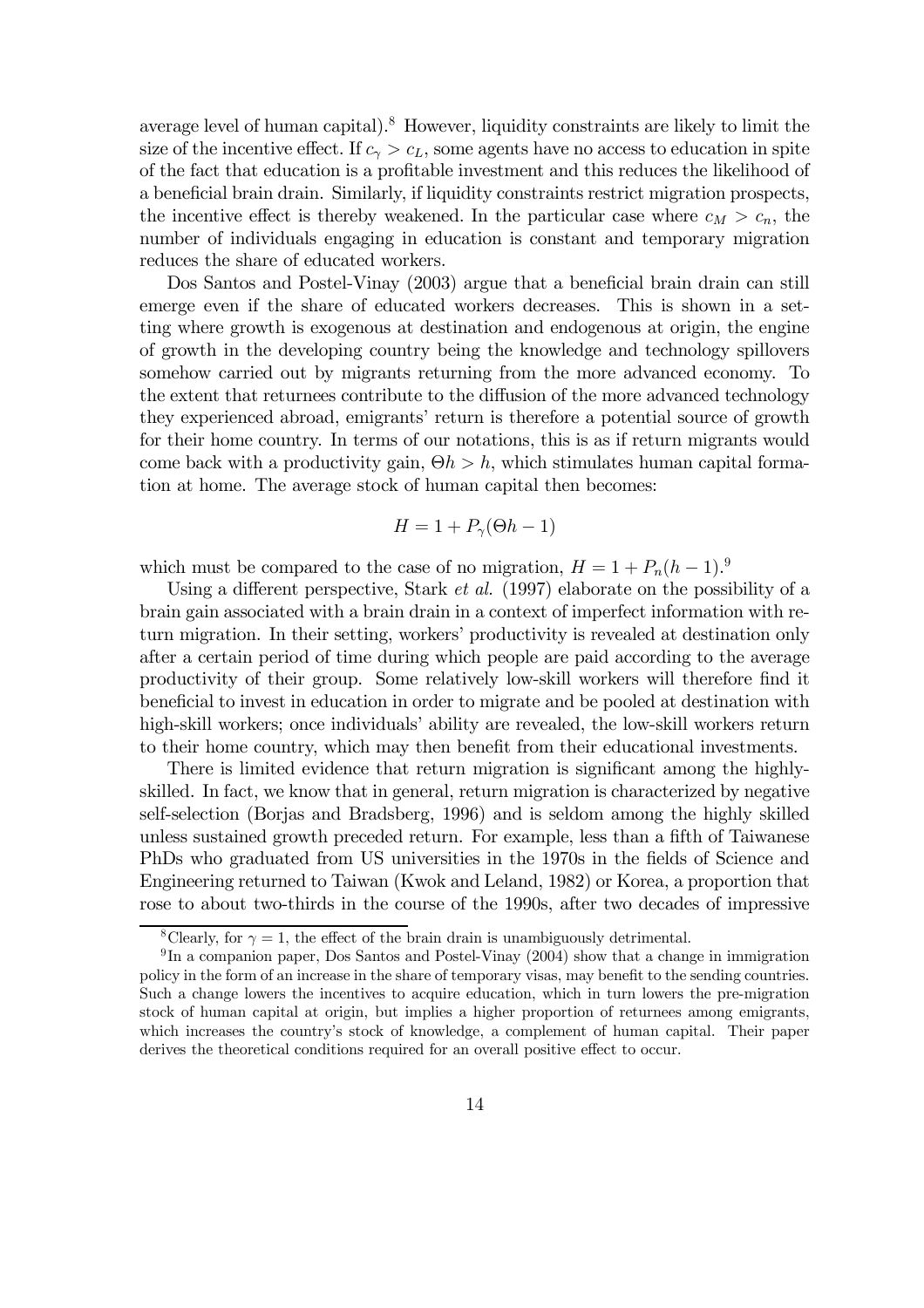average level of human capital).[8] However, liquidity constraints are likely to limit the size of the incentive effect. If $c_\gamma > c_L$, some agents have no access to education in spite of the fact that education is a profitable investment and this reduces the likelihood of a beneficial brain drain. Similarly, if liquidity constraints restrict migration prospects, the incentive effect is thereby weakened. In the particular case where $c_M > c_n$, the number of individuals engaging in education is constant and temporary migration reduces the share of educated workers.

Dos Santos and Postel-Vinay (2003) argue that a beneficial brain drain can still emerge even if the share of educated workers decreases. This is shown in a setting where growth is exogenous at destination and endogenous at origin, the engine of growth in the developing country being the knowledge and technology spillovers somehow carried out by migrants returning from the more advanced economy. To the extent that returnees contribute to the diffusion of the more advanced technology they experienced abroad, emigrants' return is therefore a potential source of growth for their home country. In terms of our notations, this is as if return migrants would come back with a productivity gain, $\Theta h > h$, which stimulates human capital formation at home. The average stock of human capital then becomes:

$$H = 1 + P_\gamma(\Theta h - 1)$$

which must be compared to the case of no migration, $H = 1 + P_n(h - 1)$.[9]

Using a different perspective, Stark *et al.* (1997) elaborate on the possibility of a brain gain associated with a brain drain in a context of imperfect information with return migration. In their setting, workers' productivity is revealed at destination only after a certain period of time during which people are paid according to the average productivity of their group. Some relatively low-skill workers will therefore find it beneficial to invest in education in order to migrate and be pooled at destination with high-skill workers; once individuals' ability are revealed, the low-skill workers return to their home country, which may then benefit from their educational investments.

There is limited evidence that return migration is significant among the highly-skilled. In fact, we know that in general, return migration is characterized by negative self-selection (Borjas and Bradsberg, 1996) and is seldom among the highly skilled unless sustained growth preceded return. For example, less than a fifth of Taiwanese PhDs who graduated from US universities in the 1970s in the fields of Science and Engineering returned to Taiwan (Kwok and Leland, 1982) or Korea, a proportion that rose to about two-thirds in the course of the 1990s, after two decades of impressive

[8] Clearly, for $\gamma = 1$, the effect of the brain drain is unambiguously detrimental.

[9] In a companion paper, Dos Santos and Postel-Vinay (2004) show that a change in immigration policy in the form of an increase in the share of temporary visas, may benefit to the sending countries. Such a change lowers the incentives to acquire education, which in turn lowers the pre-migration stock of human capital at origin, but implies a higher proportion of returnees among emigrants, which increases the country's stock of knowledge, a complement of human capital. Their paper derives the theoretical conditions required for an overall positive effect to occur.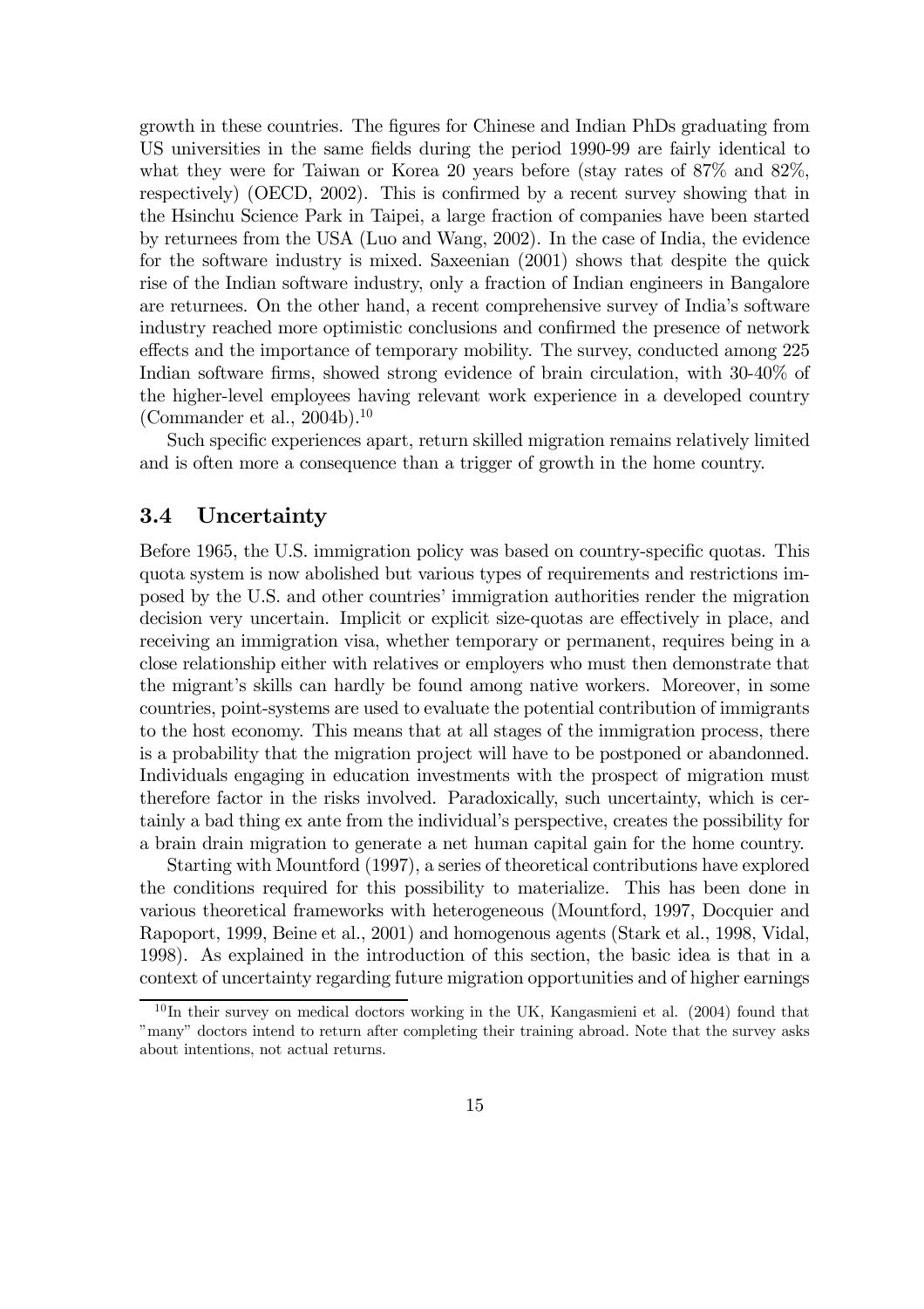growth in these countries. The figures for Chinese and Indian PhDs graduating from US universities in the same fields during the period 1990-99 are fairly identical to what they were for Taiwan or Korea 20 years before (stay rates of 87% and 82%, respectively) (OECD, 2002). This is confirmed by a recent survey showing that in the Hsinchu Science Park in Taipei, a large fraction of companies have been started by returnees from the USA (Luo and Wang, 2002). In the case of India, the evidence for the software industry is mixed. Saxeenian (2001) shows that despite the quick rise of the Indian software industry, only a fraction of Indian engineers in Bangalore are returnees. On the other hand, a recent comprehensive survey of India's software industry reached more optimistic conclusions and confirmed the presence of network effects and the importance of temporary mobility. The survey, conducted among 225 Indian software firms, showed strong evidence of brain circulation, with 30-40% of the higher-level employees having relevant work experience in a developed country (Commander et al., 2004b).[10]

Such specific experiences apart, return skilled migration remains relatively limited and is often more a consequence than a trigger of growth in the home country.

### 3.4 Uncertainty

Before 1965, the U.S. immigration policy was based on country-specific quotas. This quota system is now abolished but various types of requirements and restrictions imposed by the U.S. and other countries' immigration authorities render the migration decision very uncertain. Implicit or explicit size-quotas are effectively in place, and receiving an immigration visa, whether temporary or permanent, requires being in a close relationship either with relatives or employers who must then demonstrate that the migrant's skills can hardly be found among native workers. Moreover, in some countries, point-systems are used to evaluate the potential contribution of immigrants to the host economy. This means that at all stages of the immigration process, there is a probability that the migration project will have to be postponed or abandonned. Individuals engaging in education investments with the prospect of migration must therefore factor in the risks involved. Paradoxically, such uncertainty, which is certainly a bad thing ex ante from the individual's perspective, creates the possibility for a brain drain migration to generate a net human capital gain for the home country.

Starting with Mountford (1997), a series of theoretical contributions have explored the conditions required for this possibility to materialize. This has been done in various theoretical frameworks with heterogeneous (Mountford, 1997, Docquier and Rapoport, 1999, Beine et al., 2001) and homogenous agents (Stark et al., 1998, Vidal, 1998). As explained in the introduction of this section, the basic idea is that in a context of uncertainty regarding future migration opportunities and of higher earnings

[10] In their survey on medical doctors working in the UK, Kangasmieni et al. (2004) found that "many" doctors intend to return after completing their training abroad. Note that the survey asks about intentions, not actual returns.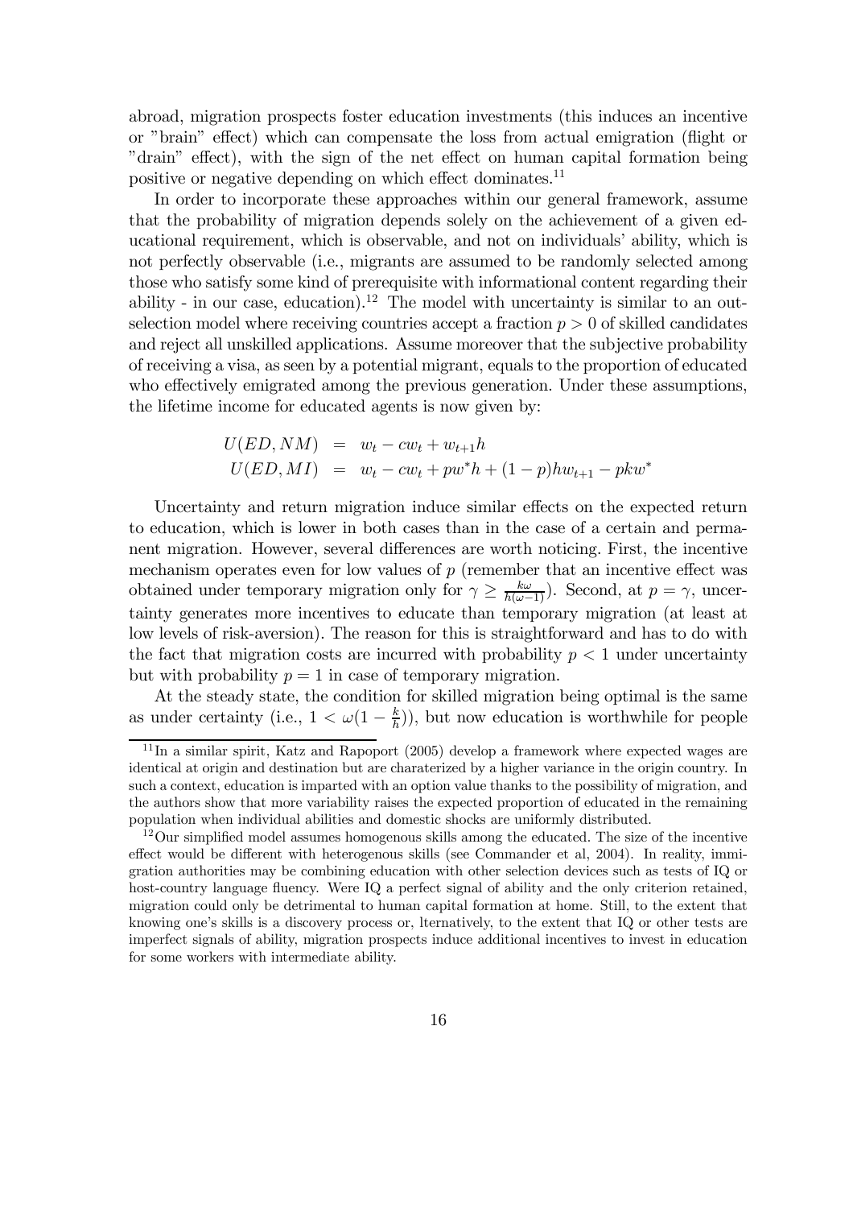abroad, migration prospects foster education investments (this induces an incentive or "brain" effect) which can compensate the loss from actual emigration (flight or "drain" effect), with the sign of the net effect on human capital formation being positive or negative depending on which effect dominates.[11]

In order to incorporate these approaches within our general framework, assume that the probability of migration depends solely on the achievement of a given educational requirement, which is observable, and not on individuals' ability, which is not perfectly observable (i.e., migrants are assumed to be randomly selected among those who satisfy some kind of prerequisite with informational content regarding their ability - in our case, education).[12] The model with uncertainty is similar to an out-selection model where receiving countries accept a fraction $p > 0$ of skilled candidates and reject all unskilled applications. Assume moreover that the subjective probability of receiving a visa, as seen by a potential migrant, equals to the proportion of educated who effectively emigrated among the previous generation. Under these assumptions, the lifetime income for educated agents is now given by:

$$
\begin{aligned}
U(ED, NM) &= w_t - cw_t + w_{t+1}h \\
U(ED, MI) &= w_t - cw_t + pw^*h + (1-p)hw_{t+1} - pkw^*
\end{aligned}
$$

Uncertainty and return migration induce similar effects on the expected return to education, which is lower in both cases than in the case of a certain and permanent migration. However, several differences are worth noticing. First, the incentive mechanism operates even for low values of $p$ (remember that an incentive effect was obtained under temporary migration only for $\gamma \geq \frac{k\omega}{h(\omega-1)}$). Second, at $p = \gamma$, uncertainty generates more incentives to educate than temporary migration (at least at low levels of risk-aversion). The reason for this is straightforward and has to do with the fact that migration costs are incurred with probability $p < 1$ under uncertainty but with probability $p = 1$ in case of temporary migration.

At the steady state, the condition for skilled migration being optimal is the same as under certainty (i.e., $1 < \omega(1 - \frac{k}{h})$), but now education is worthwhile for people

[11] In a similar spirit, Katz and Rapoport (2005) develop a framework where expected wages are identical at origin and destination but are charaterized by a higher variance in the origin country. In such a context, education is imparted with an option value thanks to the possibility of migration, and the authors show that more variability raises the expected proportion of educated in the remaining population when individual abilities and domestic shocks are uniformly distributed.

[12] Our simplified model assumes homogenous skills among the educated. The size of the incentive effect would be different with heterogenous skills (see Commander et al, 2004). In reality, immigration authorities may be combining education with other selection devices such as tests of IQ or host-country language fluency. Were IQ a perfect signal of ability and the only criterion retained, migration could only be detrimental to human capital formation at home. Still, to the extent that knowing one's skills is a discovery process or, lternatively, to the extent that IQ or other tests are imperfect signals of ability, migration prospects induce additional incentives to invest in education for some workers with intermediate ability.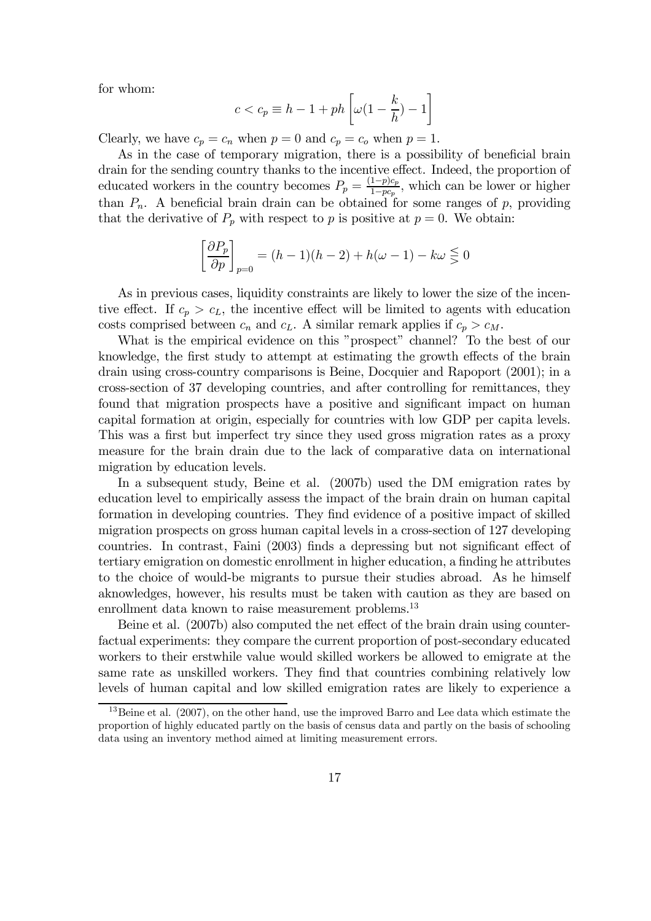for whom:

$$c < c_p \equiv h - 1 + ph\left[\omega(1 - \frac{k}{h}) - 1\right]$$

Clearly, we have $c_p = c_n$ when $p = 0$ and $c_p = c_o$ when $p = 1$.

As in the case of temporary migration, there is a possibility of beneficial brain drain for the sending country thanks to the incentive effect. Indeed, the proportion of educated workers in the country becomes $P_p = \frac{(1-p)c_p}{1-pc_p}$, which can be lower or higher than $P_n$. A beneficial brain drain can be obtained for some ranges of $p$, providing that the derivative of $P_p$ with respect to $p$ is positive at $p = 0$. We obtain:

$$\left[\frac{\partial P_p}{\partial p}\right]_{p=0} = (h-1)(h-2) + h(\omega - 1) - k\omega \lesseqgtr 0$$

As in previous cases, liquidity constraints are likely to lower the size of the incentive effect. If $c_p > c_L$, the incentive effect will be limited to agents with education costs comprised between $c_n$ and $c_L$. A similar remark applies if $c_p > c_M$.

What is the empirical evidence on this "prospect" channel? To the best of our knowledge, the first study to attempt at estimating the growth effects of the brain drain using cross-country comparisons is Beine, Docquier and Rapoport (2001); in a cross-section of 37 developing countries, and after controlling for remittances, they found that migration prospects have a positive and significant impact on human capital formation at origin, especially for countries with low GDP per capita levels. This was a first but imperfect try since they used gross migration rates as a proxy measure for the brain drain due to the lack of comparative data on international migration by education levels.

In a subsequent study, Beine et al. (2007b) used the DM emigration rates by education level to empirically assess the impact of the brain drain on human capital formation in developing countries. They find evidence of a positive impact of skilled migration prospects on gross human capital levels in a cross-section of 127 developing countries. In contrast, Faini (2003) finds a depressing but not significant effect of tertiary emigration on domestic enrollment in higher education, a finding he attributes to the choice of would-be migrants to pursue their studies abroad. As he himself aknowledges, however, his results must be taken with caution as they are based on enrollment data known to raise measurement problems.[13]

Beine et al. (2007b) also computed the net effect of the brain drain using counterfactual experiments: they compare the current proportion of post-secondary educated workers to their erstwhile value would skilled workers be allowed to emigrate at the same rate as unskilled workers. They find that countries combining relatively low levels of human capital and low skilled emigration rates are likely to experience a

[13] Beine et al. (2007), on the other hand, use the improved Barro and Lee data which estimate the proportion of highly educated partly on the basis of census data and partly on the basis of schooling data using an inventory method aimed at limiting measurement errors.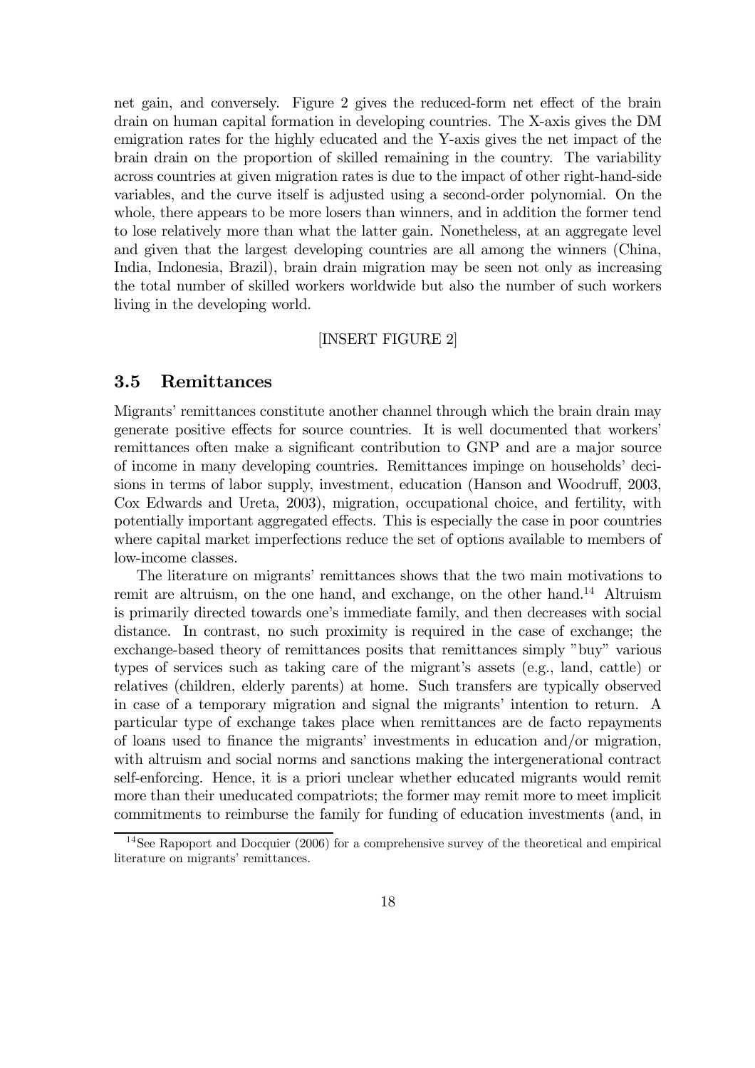net gain, and conversely. Figure 2 gives the reduced-form net effect of the brain drain on human capital formation in developing countries. The X-axis gives the DM emigration rates for the highly educated and the Y-axis gives the net impact of the brain drain on the proportion of skilled remaining in the country. The variability across countries at given migration rates is due to the impact of other right-hand-side variables, and the curve itself is adjusted using a second-order polynomial. On the whole, there appears to be more losers than winners, and in addition the former tend to lose relatively more than what the latter gain. Nonetheless, at an aggregate level and given that the largest developing countries are all among the winners (China, India, Indonesia, Brazil), brain drain migration may be seen not only as increasing the total number of skilled workers worldwide but also the number of such workers living in the developing world.

[INSERT FIGURE 2]

### 3.5 Remittances

Migrants' remittances constitute another channel through which the brain drain may generate positive effects for source countries. It is well documented that workers' remittances often make a significant contribution to GNP and are a major source of income in many developing countries. Remittances impinge on households' decisions in terms of labor supply, investment, education (Hanson and Woodruff, 2003, Cox Edwards and Ureta, 2003), migration, occupational choice, and fertility, with potentially important aggregated effects. This is especially the case in poor countries where capital market imperfections reduce the set of options available to members of low-income classes.

The literature on migrants' remittances shows that the two main motivations to remit are altruism, on the one hand, and exchange, on the other hand.[14] Altruism is primarily directed towards one's immediate family, and then decreases with social distance. In contrast, no such proximity is required in the case of exchange; the exchange-based theory of remittances posits that remittances simply "buy" various types of services such as taking care of the migrant's assets (e.g., land, cattle) or relatives (children, elderly parents) at home. Such transfers are typically observed in case of a temporary migration and signal the migrants' intention to return. A particular type of exchange takes place when remittances are de facto repayments of loans used to finance the migrants' investments in education and/or migration, with altruism and social norms and sanctions making the intergenerational contract self-enforcing. Hence, it is a priori unclear whether educated migrants would remit more than their uneducated compatriots; the former may remit more to meet implicit commitments to reimburse the family for funding of education investments (and, in

[14] See Rapoport and Docquier (2006) for a comprehensive survey of the theoretical and empirical literature on migrants' remittances.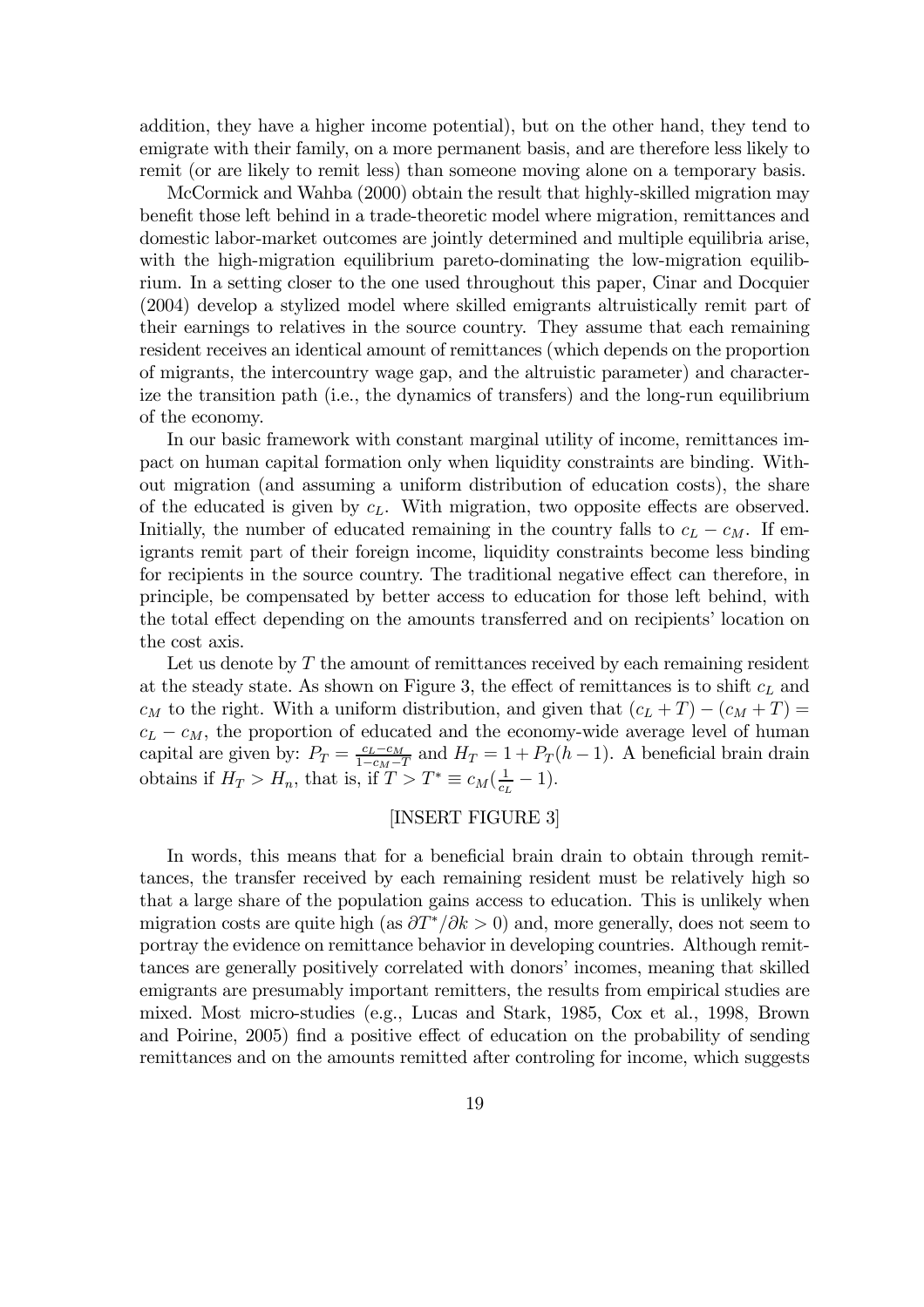addition, they have a higher income potential), but on the other hand, they tend to emigrate with their family, on a more permanent basis, and are therefore less likely to remit (or are likely to remit less) than someone moving alone on a temporary basis.

McCormick and Wahba (2000) obtain the result that highly-skilled migration may benefit those left behind in a trade-theoretic model where migration, remittances and domestic labor-market outcomes are jointly determined and multiple equilibria arise, with the high-migration equilibrium pareto-dominating the low-migration equilibrium. In a setting closer to the one used throughout this paper, Cinar and Docquier (2004) develop a stylized model where skilled emigrants altruistically remit part of their earnings to relatives in the source country. They assume that each remaining resident receives an identical amount of remittances (which depends on the proportion of migrants, the intercountry wage gap, and the altruistic parameter) and characterize the transition path (i.e., the dynamics of transfers) and the long-run equilibrium of the economy.

In our basic framework with constant marginal utility of income, remittances impact on human capital formation only when liquidity constraints are binding. Without migration (and assuming a uniform distribution of education costs), the share of the educated is given by $c_L$. With migration, two opposite effects are observed. Initially, the number of educated remaining in the country falls to $c_L - c_M$. If emigrants remit part of their foreign income, liquidity constraints become less binding for recipients in the source country. The traditional negative effect can therefore, in principle, be compensated by better access to education for those left behind, with the total effect depending on the amounts transferred and on recipients' location on the cost axis.

Let us denote by $T$ the amount of remittances received by each remaining resident at the steady state. As shown on Figure 3, the effect of remittances is to shift $c_L$ and $c_M$ to the right. With a uniform distribution, and given that $(c_L + T) - (c_M + T) = c_L - c_M$, the proportion of educated and the economy-wide average level of human capital are given by: $P_T = \frac{c_L - c_M}{1 - c_M - T}$ and $H_T = 1 + P_T(h - 1)$. A beneficial brain drain obtains if $H_T > H_n$, that is, if $T > T^* \equiv c_M(\frac{1}{c_L} - 1)$.

[INSERT FIGURE 3]

In words, this means that for a beneficial brain drain to obtain through remittances, the transfer received by each remaining resident must be relatively high so that a large share of the population gains access to education. This is unlikely when migration costs are quite high (as $\partial T^* / \partial k > 0$) and, more generally, does not seem to portray the evidence on remittance behavior in developing countries. Although remittances are generally positively correlated with donors' incomes, meaning that skilled emigrants are presumably important remitters, the results from empirical studies are mixed. Most micro-studies (e.g., Lucas and Stark, 1985, Cox et al., 1998, Brown and Poirine, 2005) find a positive effect of education on the probability of sending remittances and on the amounts remitted after controling for income, which suggests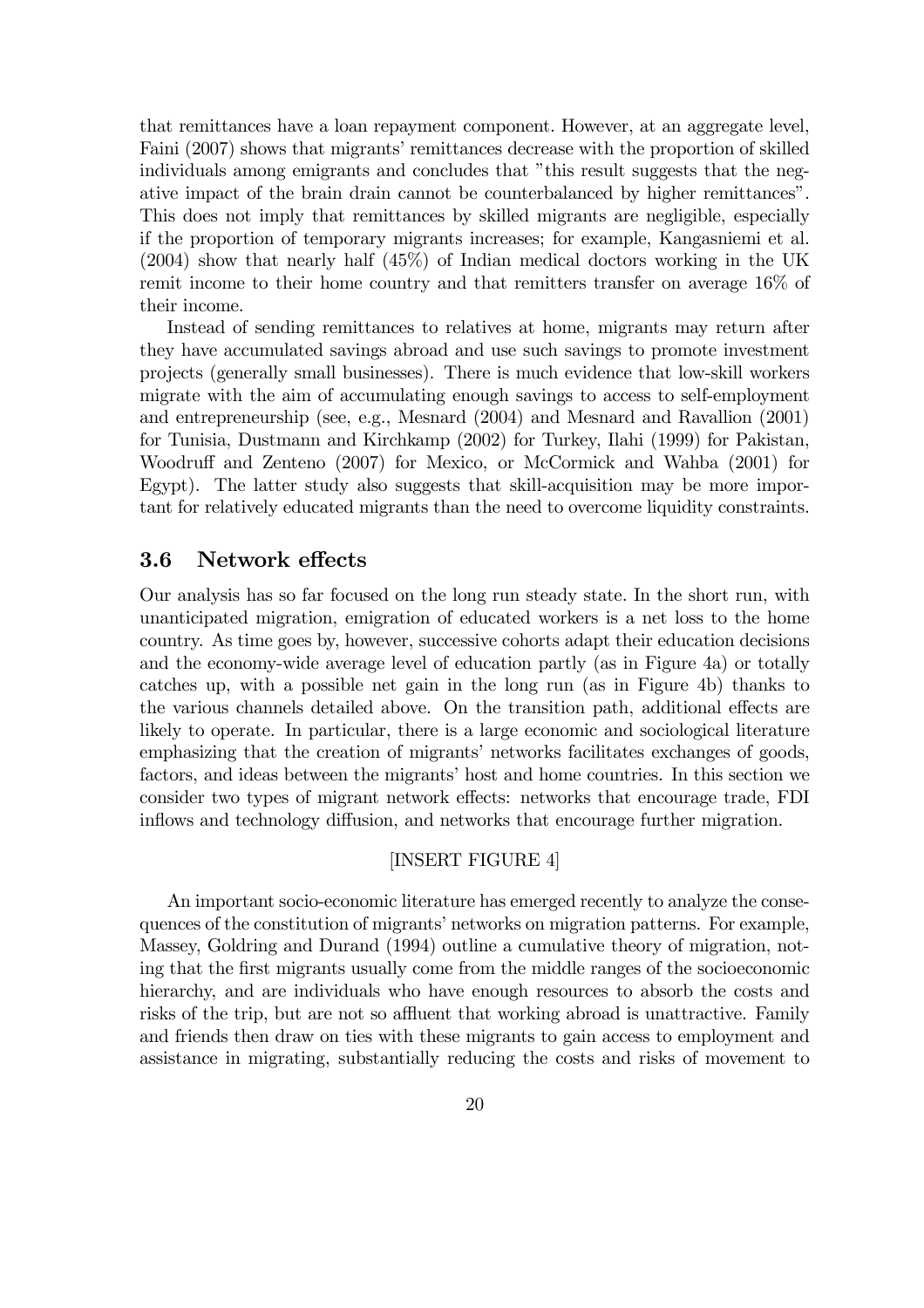that remittances have a loan repayment component. However, at an aggregate level, Faini (2007) shows that migrants' remittances decrease with the proportion of skilled individuals among emigrants and concludes that "this result suggests that the negative impact of the brain drain cannot be counterbalanced by higher remittances". This does not imply that remittances by skilled migrants are negligible, especially if the proportion of temporary migrants increases; for example, Kangasniemi et al. (2004) show that nearly half (45%) of Indian medical doctors working in the UK remit income to their home country and that remitters transfer on average 16% of their income.

Instead of sending remittances to relatives at home, migrants may return after they have accumulated savings abroad and use such savings to promote investment projects (generally small businesses). There is much evidence that low-skill workers migrate with the aim of accumulating enough savings to access to self-employment and entrepreneurship (see, e.g., Mesnard (2004) and Mesnard and Ravallion (2001) for Tunisia, Dustmann and Kirchkamp (2002) for Turkey, Ilahi (1999) for Pakistan, Woodruff and Zenteno (2007) for Mexico, or McCormick and Wahba (2001) for Egypt). The latter study also suggests that skill-acquisition may be more important for relatively educated migrants than the need to overcome liquidity constraints.

### 3.6 Network effects

Our analysis has so far focused on the long run steady state. In the short run, with unanticipated migration, emigration of educated workers is a net loss to the home country. As time goes by, however, successive cohorts adapt their education decisions and the economy-wide average level of education partly (as in Figure 4a) or totally catches up, with a possible net gain in the long run (as in Figure 4b) thanks to the various channels detailed above. On the transition path, additional effects are likely to operate. In particular, there is a large economic and sociological literature emphasizing that the creation of migrants' networks facilitates exchanges of goods, factors, and ideas between the migrants' host and home countries. In this section we consider two types of migrant network effects: networks that encourage trade, FDI inflows and technology diffusion, and networks that encourage further migration.

[INSERT FIGURE 4]

An important socio-economic literature has emerged recently to analyze the consequences of the constitution of migrants' networks on migration patterns. For example, Massey, Goldring and Durand (1994) outline a cumulative theory of migration, noting that the first migrants usually come from the middle ranges of the socioeconomic hierarchy, and are individuals who have enough resources to absorb the costs and risks of the trip, but are not so affluent that working abroad is unattractive. Family and friends then draw on ties with these migrants to gain access to employment and assistance in migrating, substantially reducing the costs and risks of movement to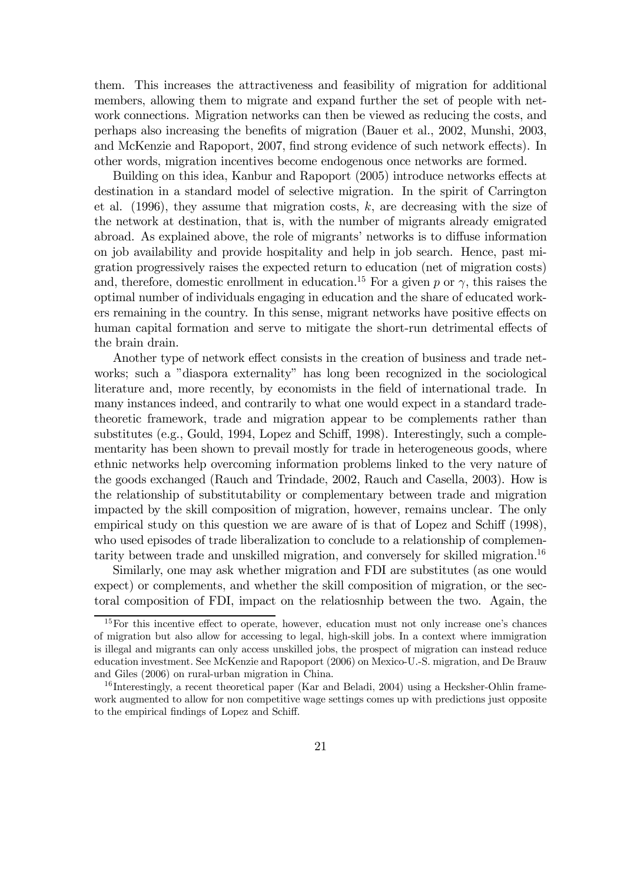them. This increases the attractiveness and feasibility of migration for additional members, allowing them to migrate and expand further the set of people with network connections. Migration networks can then be viewed as reducing the costs, and perhaps also increasing the benefits of migration (Bauer et al., 2002, Munshi, 2003, and McKenzie and Rapoport, 2007, find strong evidence of such network effects). In other words, migration incentives become endogenous once networks are formed.

Building on this idea, Kanbur and Rapoport (2005) introduce networks effects at destination in a standard model of selective migration. In the spirit of Carrington et al. (1996), they assume that migration costs, $k$, are decreasing with the size of the network at destination, that is, with the number of migrants already emigrated abroad. As explained above, the role of migrants' networks is to diffuse information on job availability and provide hospitality and help in job search. Hence, past migration progressively raises the expected return to education (net of migration costs) and, therefore, domestic enrollment in education.[15] For a given $p$ or $\gamma$, this raises the optimal number of individuals engaging in education and the share of educated workers remaining in the country. In this sense, migrant networks have positive effects on human capital formation and serve to mitigate the short-run detrimental effects of the brain drain.

Another type of network effect consists in the creation of business and trade networks; such a "diaspora externality" has long been recognized in the sociological literature and, more recently, by economists in the field of international trade. In many instances indeed, and contrarily to what one would expect in a standard trade-theoretic framework, trade and migration appear to be complements rather than substitutes (e.g., Gould, 1994, Lopez and Schiff, 1998). Interestingly, such a complementarity has been shown to prevail mostly for trade in heterogeneous goods, where ethnic networks help overcoming information problems linked to the very nature of the goods exchanged (Rauch and Trindade, 2002, Rauch and Casella, 2003). How is the relationship of substitutability or complementary between trade and migration impacted by the skill composition of migration, however, remains unclear. The only empirical study on this question we are aware of is that of Lopez and Schiff (1998), who used episodes of trade liberalization to conclude to a relationship of complementarity between trade and unskilled migration, and conversely for skilled migration.[16]

Similarly, one may ask whether migration and FDI are substitutes (as one would expect) or complements, and whether the skill composition of migration, or the sectoral composition of FDI, impact on the relatiosnhip between the two. Again, the

[15] For this incentive effect to operate, however, education must not only increase one's chances of migration but also allow for accessing to legal, high-skill jobs. In a context where immigration is illegal and migrants can only access unskilled jobs, the prospect of migration can instead reduce education investment. See McKenzie and Rapoport (2006) on Mexico-U.-S. migration, and De Brauw and Giles (2006) on rural-urban migration in China.

[16] Interestingly, a recent theoretical paper (Kar and Beladi, 2004) using a Hecksher-Ohlin framework augmented to allow for non competitive wage settings comes up with predictions just opposite to the empirical findings of Lopez and Schiff.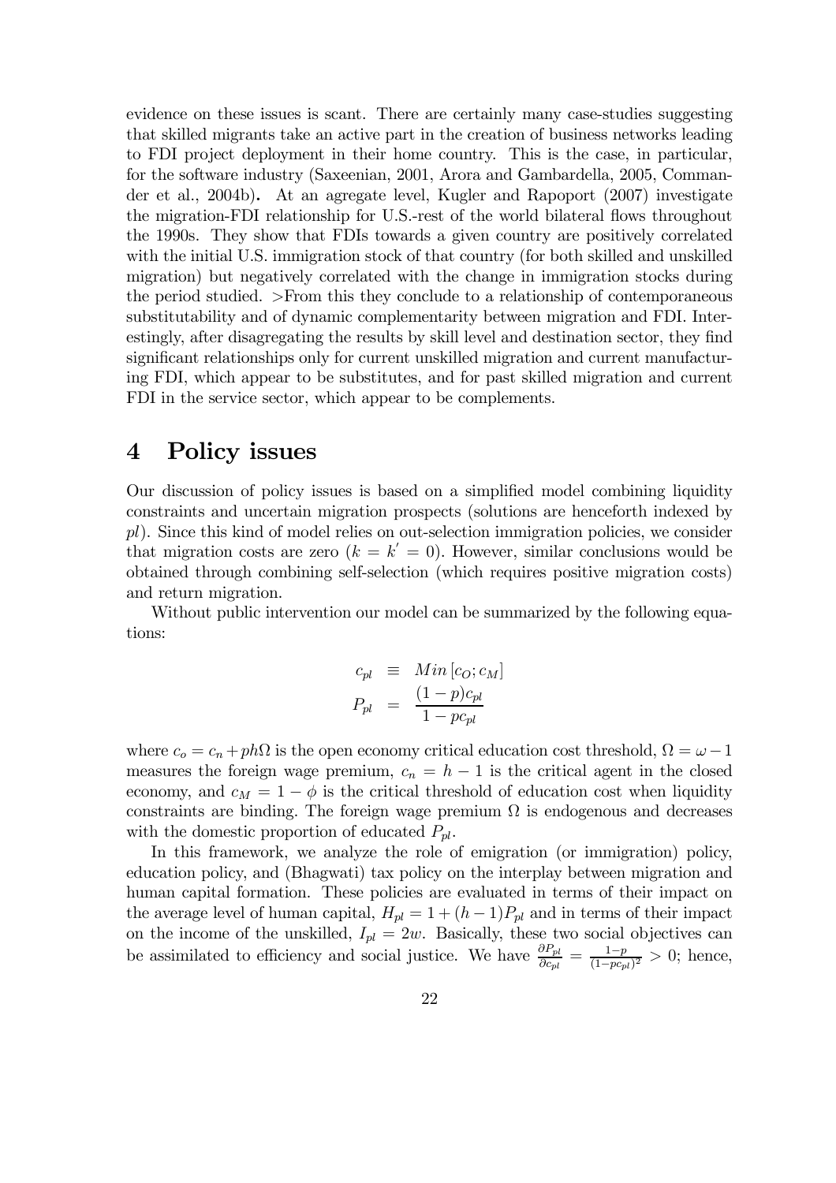evidence on these issues is scant. There are certainly many case-studies suggesting that skilled migrants take an active part in the creation of business networks leading to FDI project deployment in their home country. This is the case, in particular, for the software industry (Saxeenian, 2001, Arora and Gambardella, 2005, Commander et al., 2004b). At an agregate level, Kugler and Rapoport (2007) investigate the migration-FDI relationship for U.S.-rest of the world bilateral flows throughout the 1990s. They show that FDIs towards a given country are positively correlated with the initial U.S. immigration stock of that country (for both skilled and unskilled migration) but negatively correlated with the change in immigration stocks during the period studied. >From this they conclude to a relationship of contemporaneous substitutability and of dynamic complementarity between migration and FDI. Interestingly, after disagregating the results by skill level and destination sector, they find significant relationships only for current unskilled migration and current manufacturing FDI, which appear to be substitutes, and for past skilled migration and current FDI in the service sector, which appear to be complements.

# 4 Policy issues

Our discussion of policy issues is based on a simplified model combining liquidity constraints and uncertain migration prospects (solutions are henceforth indexed by $pl$). Since this kind of model relies on out-selection immigration policies, we consider that migration costs are zero ($k = k' = 0$). However, similar conclusions would be obtained through combining self-selection (which requires positive migration costs) and return migration.

Without public intervention our model can be summarized by the following equations:

$$
\begin{aligned}
c_{pl} &\equiv Min\left[c_O; c_M\right] \\
P_{pl} &= \frac{(1-p)c_{pl}}{1-pc_{pl}}
\end{aligned}
$$

where $c_o = c_n + ph\Omega$ is the open economy critical education cost threshold, $\Omega = \omega - 1$ measures the foreign wage premium, $c_n = h - 1$ is the critical agent in the closed economy, and $c_M = 1 - \phi$ is the critical threshold of education cost when liquidity constraints are binding. The foreign wage premium $\Omega$ is endogenous and decreases with the domestic proportion of educated $P_{pl}$.

In this framework, we analyze the role of emigration (or immigration) policy, education policy, and (Bhagwati) tax policy on the interplay between migration and human capital formation. These policies are evaluated in terms of their impact on the average level of human capital, $H_{pl} = 1 + (h-1)P_{pl}$ and in terms of their impact on the income of the unskilled, $I_{pl} = 2w$. Basically, these two social objectives can be assimilated to efficiency and social justice. We have $\frac{\partial P_{pl}}{\partial c_{pl}} = \frac{1-p}{(1-pc_{pl})^2} > 0$; hence,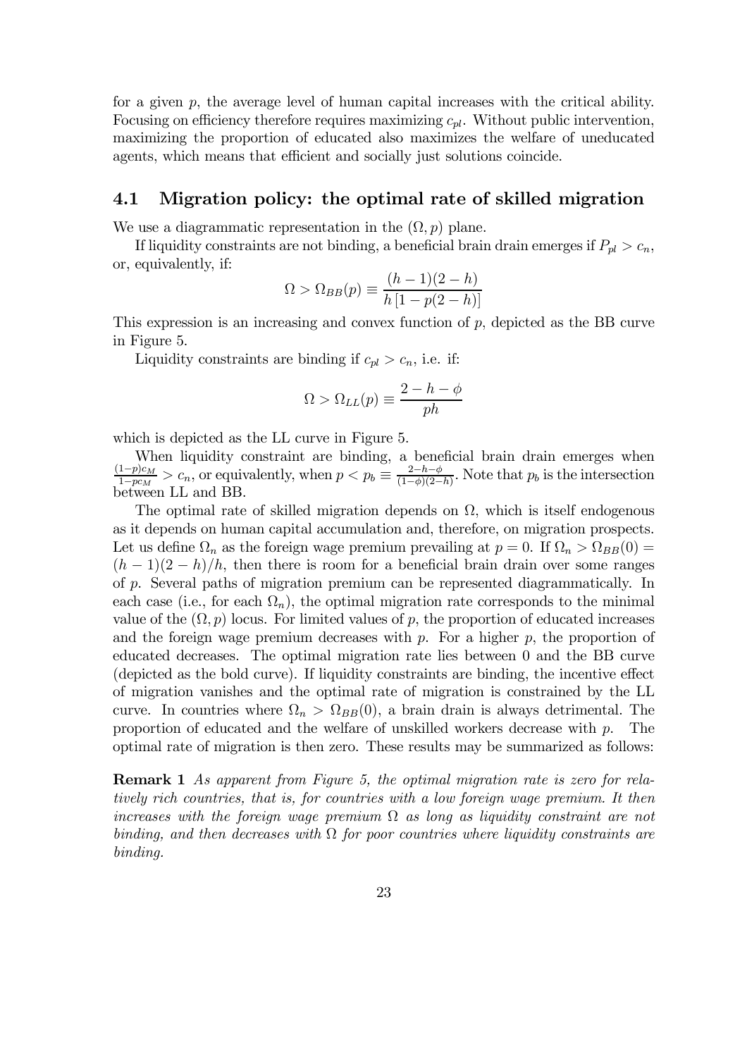for a given $p$, the average level of human capital increases with the critical ability. Focusing on efficiency therefore requires maximizing $c_{pl}$. Without public intervention, maximizing the proportion of educated also maximizes the welfare of uneducated agents, which means that efficient and socially just solutions coincide.

## 4.1 Migration policy: the optimal rate of skilled migration

We use a diagrammatic representation in the $(\Omega, p)$ plane.

If liquidity constraints are not binding, a beneficial brain drain emerges if $P_{pl} > c_n$, or, equivalently, if:

$$\Omega > \Omega_{BB}(p) \equiv \frac{(h-1)(2-h)}{h\left[1-p(2-h)\right]}$$

This expression is an increasing and convex function of $p$, depicted as the BB curve in Figure 5.

Liquidity constraints are binding if $c_{pl} > c_n$, i.e. if:

$$\Omega > \Omega_{LL}(p) \equiv \frac{2-h-\phi}{ph}$$

which is depicted as the LL curve in Figure 5.

When liquidity constraint are binding, a beneficial brain drain emerges when $\frac{(1-p)c_M}{1-pc_M} > c_n$, or equivalently, when $p < p_b \equiv \frac{2-h-\phi}{(1-\phi)(2-h)}$. Note that $p_b$ is the intersection between LL and BB.

The optimal rate of skilled migration depends on $\Omega$, which is itself endogenous as it depends on human capital accumulation and, therefore, on migration prospects. Let us define $\Omega_n$ as the foreign wage premium prevailing at $p = 0$. If $\Omega_n > \Omega_{BB}(0) = (h-1)(2-h)/h$, then there is room for a beneficial brain drain over some ranges of $p$. Several paths of migration premium can be represented diagrammatically. In each case (i.e., for each $\Omega_n$), the optimal migration rate corresponds to the minimal value of the $(\Omega, p)$ locus. For limited values of $p$, the proportion of educated increases and the foreign wage premium decreases with $p$. For a higher $p$, the proportion of educated decreases. The optimal migration rate lies between 0 and the BB curve (depicted as the bold curve). If liquidity constraints are binding, the incentive effect of migration vanishes and the optimal rate of migration is constrained by the LL curve. In countries where $\Omega_n > \Omega_{BB}(0)$, a brain drain is always detrimental. The proportion of educated and the welfare of unskilled workers decrease with $p$. The optimal rate of migration is then zero. These results may be summarized as follows:

**Remark 1** *As apparent from Figure 5, the optimal migration rate is zero for relatively rich countries, that is, for countries with a low foreign wage premium. It then increases with the foreign wage premium $\Omega$ as long as liquidity constraint are not binding, and then decreases with $\Omega$ for poor countries where liquidity constraints are binding.*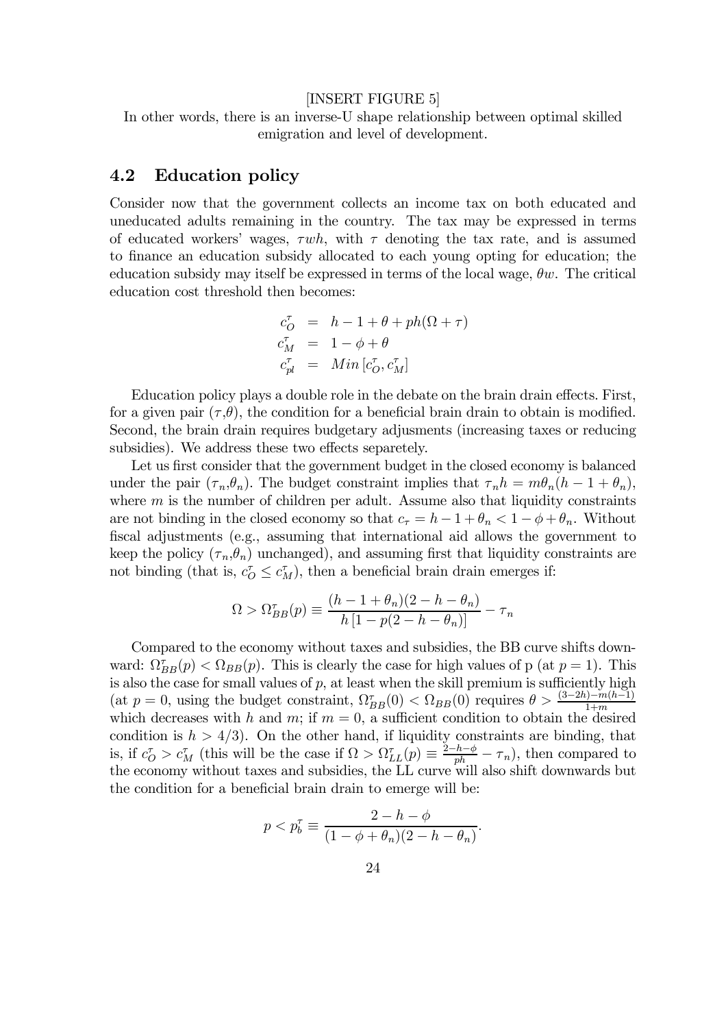[INSERT FIGURE 5]

In other words, there is an inverse-U shape relationship between optimal skilled emigration and level of development.

## 4.2 Education policy

Consider now that the government collects an income tax on both educated and uneducated adults remaining in the country. The tax may be expressed in terms of educated workers' wages, $\tau wh$, with $\tau$ denoting the tax rate, and is assumed to finance an education subsidy allocated to each young opting for education; the education subsidy may itself be expressed in terms of the local wage, $\theta w$. The critical education cost threshold then becomes:

$$
\begin{aligned}
c_O^\tau &= h - 1 + \theta + ph(\Omega + \tau) \\
c_M^\tau &= 1 - \phi + \theta \\
c_{pl}^\tau &= Min\left[c_O^\tau, c_M^\tau\right]
\end{aligned}
$$

Education policy plays a double role in the debate on the brain drain effects. First, for a given pair ($\tau$,$\theta$), the condition for a beneficial brain drain to obtain is modified. Second, the brain drain requires budgetary adjusments (increasing taxes or reducing subsidies). We address these two effects separetely.

Let us first consider that the government budget in the closed economy is balanced under the pair ($\tau_n$,$\theta_n$). The budget constraint implies that $\tau_n h = m\theta_n(h - 1 + \theta_n)$, where $m$ is the number of children per adult. Assume also that liquidity constraints are not binding in the closed economy so that $c_\tau = h - 1 + \theta_n < 1 - \phi + \theta_n$. Without fiscal adjustments (e.g., assuming that international aid allows the government to keep the policy ($\tau_n$,$\theta_n$) unchanged), and assuming first that liquidity constraints are not binding (that is, $c_O^\tau \leq c_M^\tau$), then a beneficial brain drain emerges if:

$$
\Omega > \Omega_{BB}^\tau(p) \equiv \frac{(h - 1 + \theta_n)(2 - h - \theta_n)}{h\left[1 - p(2 - h - \theta_n)\right]} - \tau_n
$$

Compared to the economy without taxes and subsidies, the BB curve shifts downward: $\Omega_{BB}^\tau(p) < \Omega_{BB}(p)$. This is clearly the case for high values of p (at $p = 1$). This is also the case for small values of $p$, at least when the skill premium is sufficiently high (at $p = 0$, using the budget constraint, $\Omega_{BB}^\tau(0) < \Omega_{BB}(0)$ requires $\theta > \frac{(3-2h)-m(h-1)}{1+m}$ which decreases with $h$ and $m$; if $m = 0$, a sufficient condition to obtain the desired condition is $h > 4/3$). On the other hand, if liquidity constraints are binding, that is, if $c_O^\tau > c_M^\tau$ (this will be the case if $\Omega > \Omega_{LL}^\tau(p) \equiv \frac{2-h-\phi}{ph} - \tau_n$), then compared to the economy without taxes and subsidies, the LL curve will also shift downwards but the condition for a beneficial brain drain to emerge will be:

$$
p < p_b^\tau \equiv \frac{2 - h - \phi}{(1 - \phi + \theta_n)(2 - h - \theta_n)}.
$$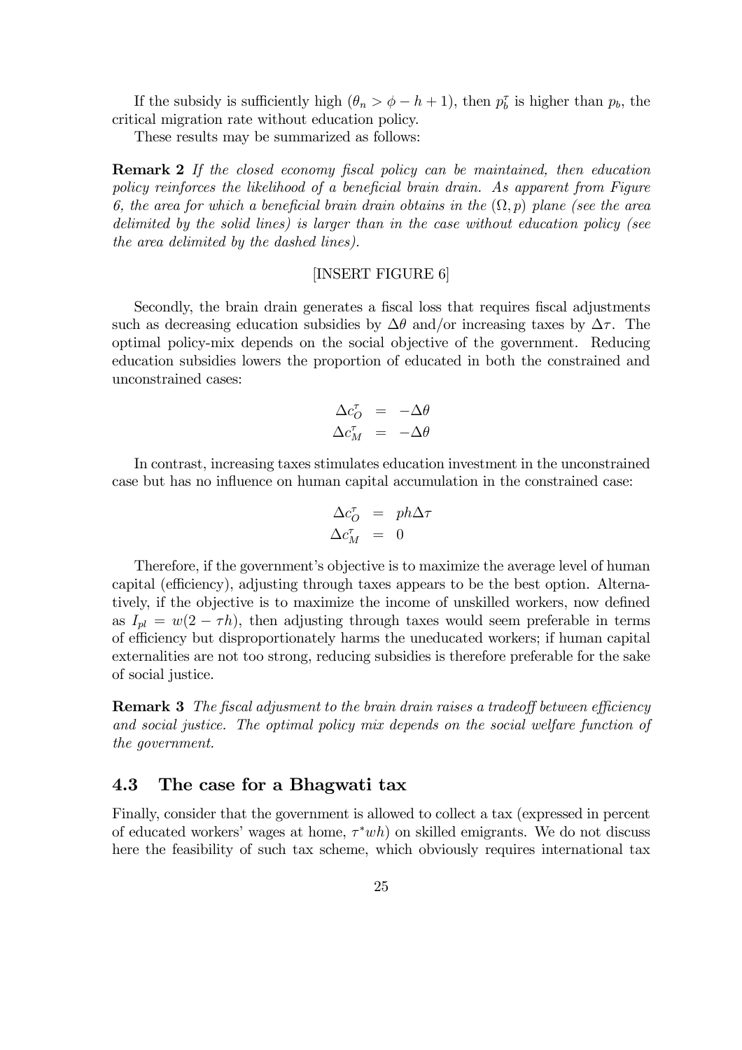If the subsidy is sufficiently high ($\theta_n > \phi - h + 1$), then $p_b^\tau$ is higher than $p_b$, the critical migration rate without education policy.

These results may be summarized as follows:

**Remark 2** *If the closed economy fiscal policy can be maintained, then education policy reinforces the likelihood of a beneficial brain drain. As apparent from Figure 6, the area for which a beneficial brain drain obtains in the $(\Omega, p)$ plane (see the area delimited by the solid lines) is larger than in the case without education policy (see the area delimited by the dashed lines).*

[INSERT FIGURE 6]

Secondly, the brain drain generates a fiscal loss that requires fiscal adjustments such as decreasing education subsidies by $\Delta\theta$ and/or increasing taxes by $\Delta\tau$. The optimal policy-mix depends on the social objective of the government. Reducing education subsidies lowers the proportion of educated in both the constrained and unconstrained cases:

$$\begin{aligned}
\Delta c_O^\tau &= -\Delta\theta \\
\Delta c_M^\tau &= -\Delta\theta
\end{aligned}$$

In contrast, increasing taxes stimulates education investment in the unconstrained case but has no influence on human capital accumulation in the constrained case:

$$\begin{aligned}
\Delta c_O^\tau &= ph\Delta\tau \\
\Delta c_M^\tau &= 0
\end{aligned}$$

Therefore, if the government's objective is to maximize the average level of human capital (efficiency), adjusting through taxes appears to be the best option. Alternatively, if the objective is to maximize the income of unskilled workers, now defined as $I_{pl} = w(2 - \tau h)$, then adjusting through taxes would seem preferable in terms of efficiency but disproportionately harms the uneducated workers; if human capital externalities are not too strong, reducing subsidies is therefore preferable for the sake of social justice.

**Remark 3** *The fiscal adjusment to the brain drain raises a tradeoff between efficiency and social justice. The optimal policy mix depends on the social welfare function of the government.*

### 4.3 The case for a Bhagwati tax

Finally, consider that the government is allowed to collect a tax (expressed in percent of educated workers' wages at home, $\tau^* wh$) on skilled emigrants. We do not discuss here the feasibility of such tax scheme, which obviously requires international tax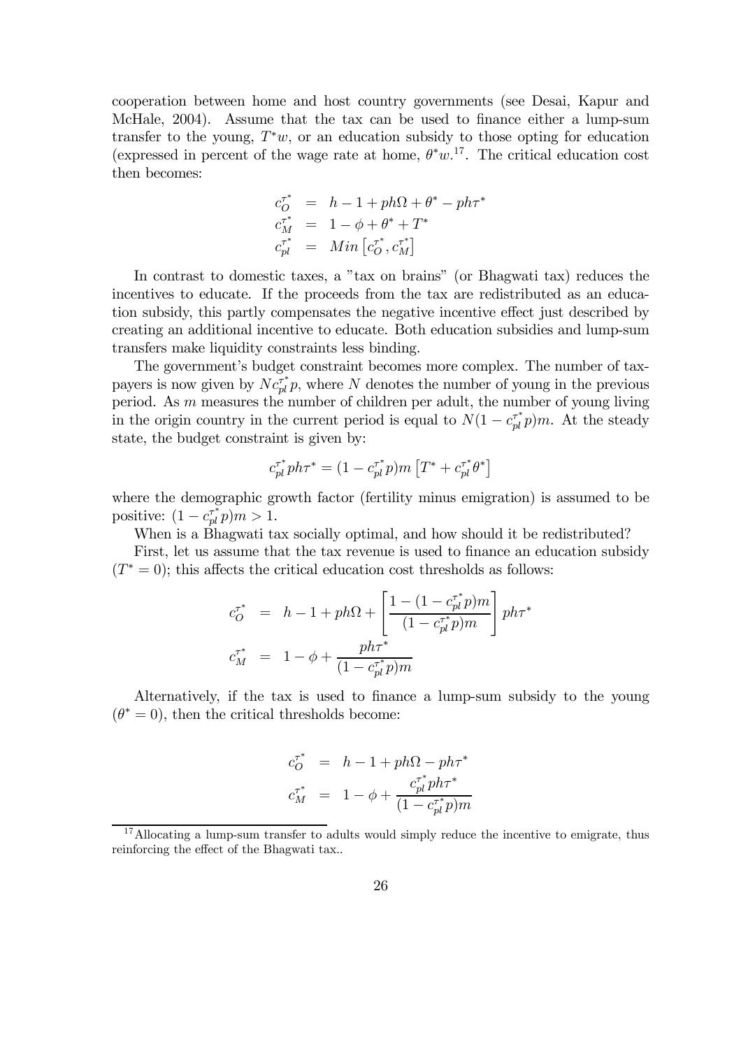cooperation between home and host country governments (see Desai, Kapur and McHale, 2004). Assume that the tax can be used to finance either a lump-sum transfer to the young, $T^*w$, or an education subsidy to those opting for education (expressed in percent of the wage rate at home, $\theta^*w$.[17]. The critical education cost then becomes:

$$
\begin{aligned}
c_O^{\tau^*} &= h - 1 + ph\Omega + \theta^* - ph\tau^* \\
c_M^{\tau^*} &= 1 - \phi + \theta^* + T^* \\
c_{pl}^{\tau^*} &= Min\left[c_O^{\tau^*}, c_M^{\tau^*}\right]
\end{aligned}
$$

In contrast to domestic taxes, a "tax on brains" (or Bhagwati tax) reduces the incentives to educate. If the proceeds from the tax are redistributed as an education subsidy, this partly compensates the negative incentive effect just described by creating an additional incentive to educate. Both education subsidies and lump-sum transfers make liquidity constraints less binding.

The government's budget constraint becomes more complex. The number of taxpayers is now given by $Nc_{pl}^{\tau^*}p$, where $N$ denotes the number of young in the previous period. As $m$ measures the number of children per adult, the number of young living in the origin country in the current period is equal to $N(1 - c_{pl}^{\tau^*}p)m$. At the steady state, the budget constraint is given by:

$$
c_{pl}^{\tau^*} ph\tau^* = (1 - c_{pl}^{\tau^*}p)m\left[T^* + c_{pl}^{\tau^*}\theta^*\right]
$$

where the demographic growth factor (fertility minus emigration) is assumed to be positive: $(1 - c_{pl}^{\tau^*}p)m > 1$.

When is a Bhagwati tax socially optimal, and how should it be redistributed?

First, let us assume that the tax revenue is used to finance an education subsidy ($T^* = 0$); this affects the critical education cost thresholds as follows:

$$
\begin{aligned}
c_O^{\tau^*} &= h - 1 + ph\Omega + \left[\frac{1 - (1 - c_{pl}^{\tau^*}p)m}{(1 - c_{pl}^{\tau^*}p)m}\right] ph\tau^* \\
c_M^{\tau^*} &= 1 - \phi + \frac{ph\tau^*}{(1 - c_{pl}^{\tau^*}p)m}
\end{aligned}
$$

Alternatively, if the tax is used to finance a lump-sum subsidy to the young ($\theta^* = 0$), then the critical thresholds become:

$$
\begin{aligned}
c_O^{\tau^*} &= h - 1 + ph\Omega - ph\tau^* \\
c_M^{\tau^*} &= 1 - \phi + \frac{c_{pl}^{\tau^*} ph\tau^*}{(1 - c_{pl}^{\tau^*}p)m}
\end{aligned}
$$

[17] Allocating a lump-sum transfer to adults would simply reduce the incentive to emigrate, thus reinforcing the effect of the Bhagwati tax..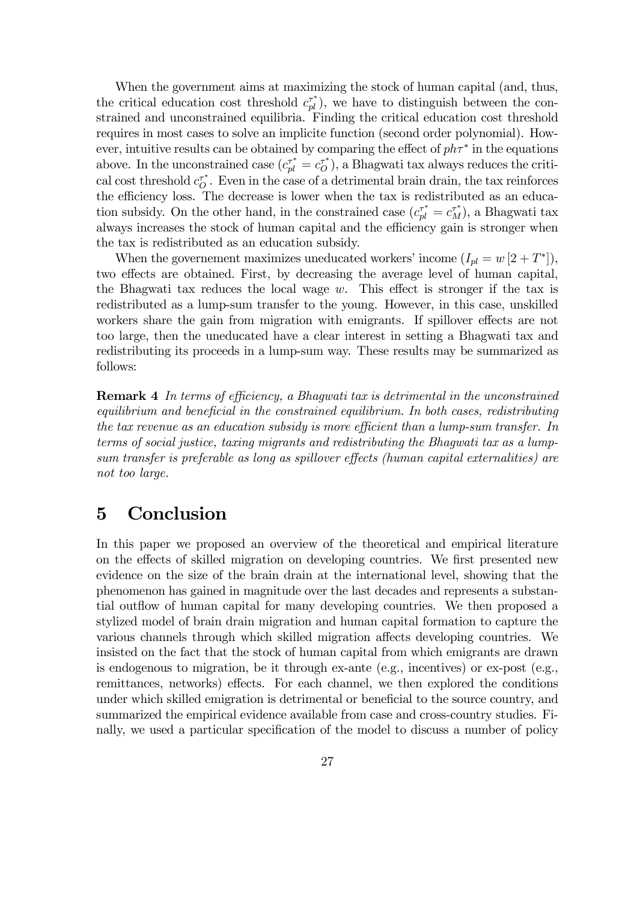When the government aims at maximizing the stock of human capital (and, thus, the critical education cost threshold $c_{pl}^{\tau^*}$), we have to distinguish between the constrained and unconstrained equilibria. Finding the critical education cost threshold requires in most cases to solve an implicite function (second order polynomial). However, intuitive results can be obtained by comparing the effect of $ph\tau^*$ in the equations above. In the unconstrained case ($c_{pl}^{\tau^*} = c_O^{\tau^*}$), a Bhagwati tax always reduces the critical cost threshold $c_O^{\tau^*}$. Even in the case of a detrimental brain drain, the tax reinforces the efficiency loss. The decrease is lower when the tax is redistributed as an education subsidy. On the other hand, in the constrained case ($c_{pl}^{\tau^*} = c_M^{\tau^*}$), a Bhagwati tax always increases the stock of human capital and the efficiency gain is stronger when the tax is redistributed as an education subsidy.

When the governement maximizes uneducated workers' income ($I_{pl} = w\left[2 + T^*\right]$), two effects are obtained. First, by decreasing the average level of human capital, the Bhagwati tax reduces the local wage $w$. This effect is stronger if the tax is redistributed as a lump-sum transfer to the young. However, in this case, unskilled workers share the gain from migration with emigrants. If spillover effects are not too large, then the uneducated have a clear interest in setting a Bhagwati tax and redistributing its proceeds in a lump-sum way. These results may be summarized as follows:

**Remark 4** *In terms of efficiency, a Bhagwati tax is detrimental in the unconstrained equilibrium and beneficial in the constrained equilibrium. In both cases, redistributing the tax revenue as an education subsidy is more efficient than a lump-sum transfer. In terms of social justice, taxing migrants and redistributing the Bhagwati tax as a lump-sum transfer is preferable as long as spillover effects (human capital externalities) are not too large.*

# 5 Conclusion

In this paper we proposed an overview of the theoretical and empirical literature on the effects of skilled migration on developing countries. We first presented new evidence on the size of the brain drain at the international level, showing that the phenomenon has gained in magnitude over the last decades and represents a substantial outflow of human capital for many developing countries. We then proposed a stylized model of brain drain migration and human capital formation to capture the various channels through which skilled migration affects developing countries. We insisted on the fact that the stock of human capital from which emigrants are drawn is endogenous to migration, be it through ex-ante (e.g., incentives) or ex-post (e.g., remittances, networks) effects. For each channel, we then explored the conditions under which skilled emigration is detrimental or beneficial to the source country, and summarized the empirical evidence available from case and cross-country studies. Finally, we used a particular specification of the model to discuss a number of policy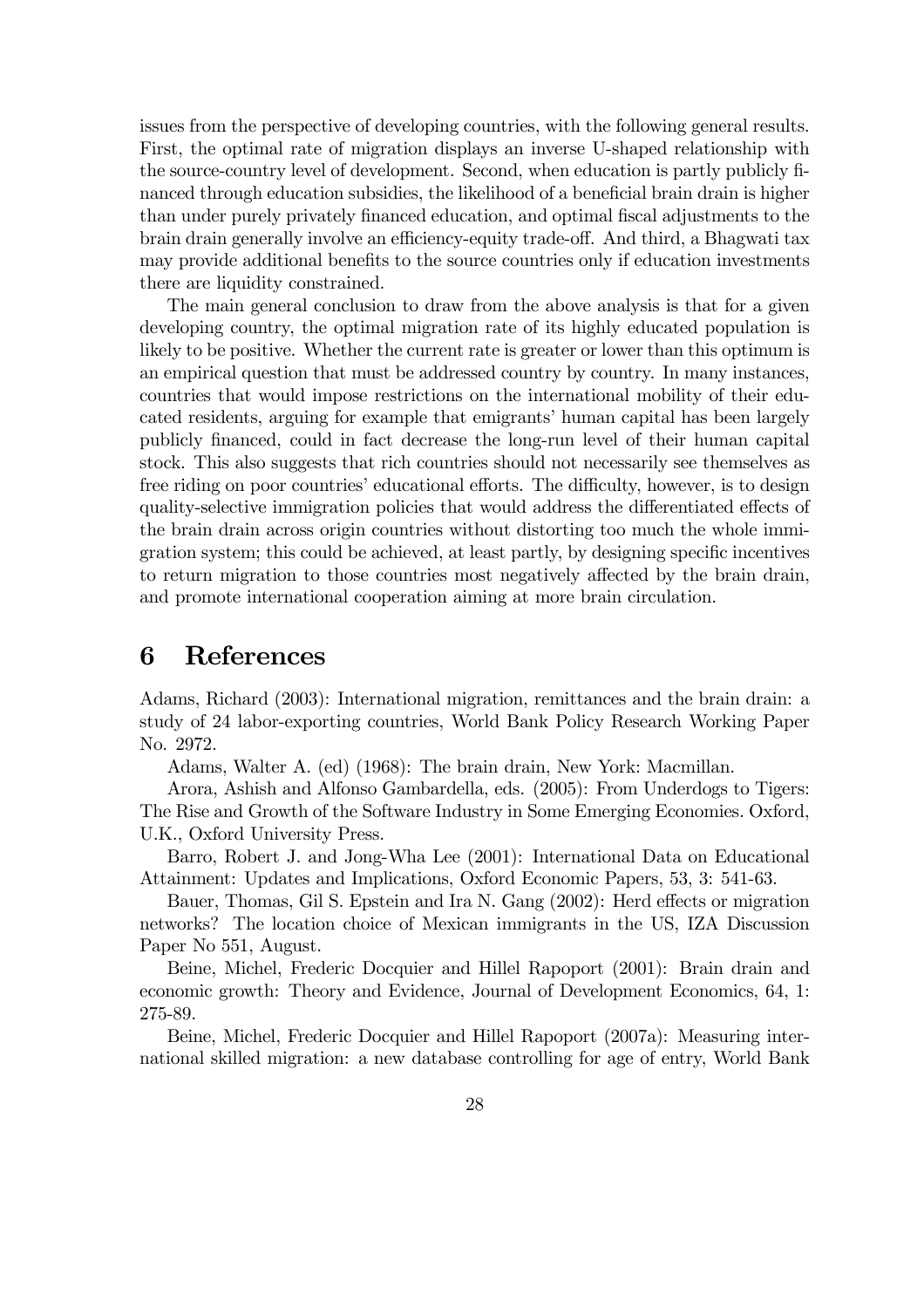issues from the perspective of developing countries, with the following general results. First, the optimal rate of migration displays an inverse U-shaped relationship with the source-country level of development. Second, when education is partly publicly financed through education subsidies, the likelihood of a beneficial brain drain is higher than under purely privately financed education, and optimal fiscal adjustments to the brain drain generally involve an efficiency-equity trade-off. And third, a Bhagwati tax may provide additional benefits to the source countries only if education investments there are liquidity constrained.

The main general conclusion to draw from the above analysis is that for a given developing country, the optimal migration rate of its highly educated population is likely to be positive. Whether the current rate is greater or lower than this optimum is an empirical question that must be addressed country by country. In many instances, countries that would impose restrictions on the international mobility of their educated residents, arguing for example that emigrants' human capital has been largely publicly financed, could in fact decrease the long-run level of their human capital stock. This also suggests that rich countries should not necessarily see themselves as free riding on poor countries' educational efforts. The difficulty, however, is to design quality-selective immigration policies that would address the differentiated effects of the brain drain across origin countries without distorting too much the whole immigration system; this could be achieved, at least partly, by designing specific incentives to return migration to those countries most negatively affected by the brain drain, and promote international cooperation aiming at more brain circulation.

# 6 References

Adams, Richard (2003): International migration, remittances and the brain drain: a study of 24 labor-exporting countries, World Bank Policy Research Working Paper No. 2972.

Adams, Walter A. (ed) (1968): The brain drain, New York: Macmillan.

Arora, Ashish and Alfonso Gambardella, eds. (2005): From Underdogs to Tigers: The Rise and Growth of the Software Industry in Some Emerging Economies. Oxford, U.K., Oxford University Press.

Barro, Robert J. and Jong-Wha Lee (2001): International Data on Educational Attainment: Updates and Implications, Oxford Economic Papers, 53, 3: 541-63.

Bauer, Thomas, Gil S. Epstein and Ira N. Gang (2002): Herd effects or migration networks? The location choice of Mexican immigrants in the US, IZA Discussion Paper No 551, August.

Beine, Michel, Frederic Docquier and Hillel Rapoport (2001): Brain drain and economic growth: Theory and Evidence, Journal of Development Economics, 64, 1: 275-89.

Beine, Michel, Frederic Docquier and Hillel Rapoport (2007a): Measuring international skilled migration: a new database controlling for age of entry, World Bank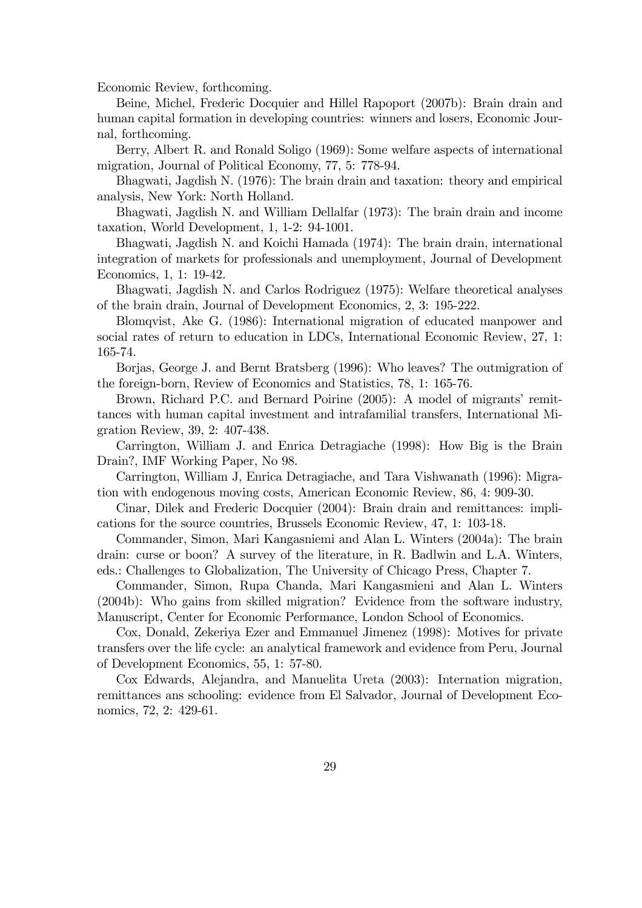Economic Review, forthcoming.

Beine, Michel, Frederic Docquier and Hillel Rapoport (2007b): Brain drain and human capital formation in developing countries: winners and losers, Economic Journal, forthcoming.

Berry, Albert R. and Ronald Soligo (1969): Some welfare aspects of international migration, Journal of Political Economy, 77, 5: 778-94.

Bhagwati, Jagdish N. (1976): The brain drain and taxation: theory and empirical analysis, New York: North Holland.

Bhagwati, Jagdish N. and William Dellalfar (1973): The brain drain and income taxation, World Development, 1, 1-2: 94-1001.

Bhagwati, Jagdish N. and Koichi Hamada (1974): The brain drain, international integration of markets for professionals and unemployment, Journal of Development Economics, 1, 1: 19-42.

Bhagwati, Jagdish N. and Carlos Rodriguez (1975): Welfare theoretical analyses of the brain drain, Journal of Development Economics, 2, 3: 195-222.

Blomqvist, Ake G. (1986): International migration of educated manpower and social rates of return to education in LDCs, International Economic Review, 27, 1: 165-74.

Borjas, George J. and Bernt Bratsberg (1996): Who leaves? The outmigration of the foreign-born, Review of Economics and Statistics, 78, 1: 165-76.

Brown, Richard P.C. and Bernard Poirine (2005): A model of migrants' remittances with human capital investment and intrafamilial transfers, International Migration Review, 39, 2: 407-438.

Carrington, William J. and Enrica Detragiache (1998): How Big is the Brain Drain?, IMF Working Paper, No 98.

Carrington, William J, Enrica Detragiache, and Tara Vishwanath (1996): Migration with endogenous moving costs, American Economic Review, 86, 4: 909-30.

Cinar, Dilek and Frederic Docquier (2004): Brain drain and remittances: implications for the source countries, Brussels Economic Review, 47, 1: 103-18.

Commander, Simon, Mari Kangasniemi and Alan L. Winters (2004a): The brain drain: curse or boon? A survey of the literature, in R. Badlwin and L.A. Winters, eds.: Challenges to Globalization, The University of Chicago Press, Chapter 7.

Commander, Simon, Rupa Chanda, Mari Kangasmieni and Alan L. Winters (2004b): Who gains from skilled migration? Evidence from the software industry, Manuscript, Center for Economic Performance, London School of Economics.

Cox, Donald, Zekeriya Ezer and Emmanuel Jimenez (1998): Motives for private transfers over the life cycle: an analytical framework and evidence from Peru, Journal of Development Economics, 55, 1: 57-80.

Cox Edwards, Alejandra, and Manuelita Ureta (2003): Internation migration, remittances ans schooling: evidence from El Salvador, Journal of Development Economics, 72, 2: 429-61.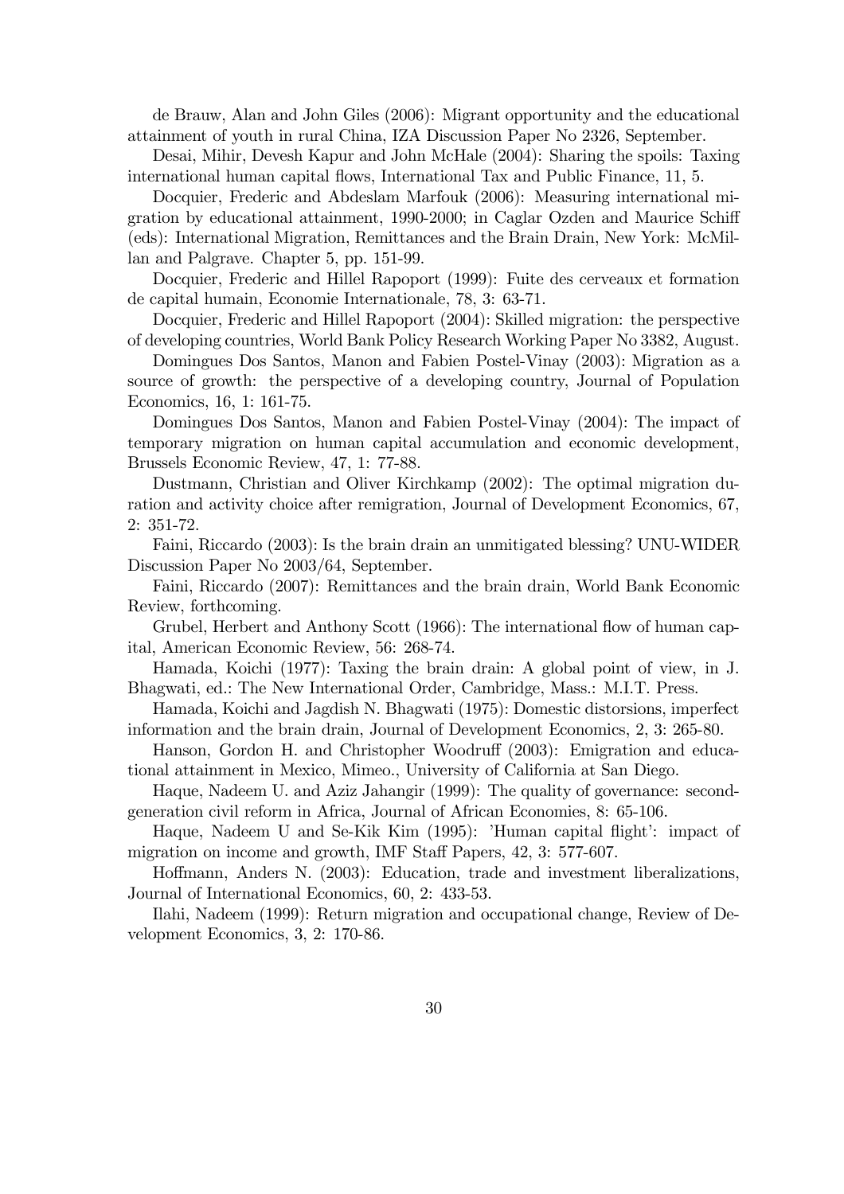de Brauw, Alan and John Giles (2006): Migrant opportunity and the educational attainment of youth in rural China, IZA Discussion Paper No 2326, September.

Desai, Mihir, Devesh Kapur and John McHale (2004): Sharing the spoils: Taxing international human capital flows, International Tax and Public Finance, 11, 5.

Docquier, Frederic and Abdeslam Marfouk (2006): Measuring international migration by educational attainment, 1990-2000; in Caglar Ozden and Maurice Schiff (eds): International Migration, Remittances and the Brain Drain, New York: McMillan and Palgrave. Chapter 5, pp. 151-99.

Docquier, Frederic and Hillel Rapoport (1999): Fuite des cerveaux et formation de capital humain, Economie Internationale, 78, 3: 63-71.

Docquier, Frederic and Hillel Rapoport (2004): Skilled migration: the perspective of developing countries, World Bank Policy Research Working Paper No 3382, August.

Domingues Dos Santos, Manon and Fabien Postel-Vinay (2003): Migration as a source of growth: the perspective of a developing country, Journal of Population Economics, 16, 1: 161-75.

Domingues Dos Santos, Manon and Fabien Postel-Vinay (2004): The impact of temporary migration on human capital accumulation and economic development, Brussels Economic Review, 47, 1: 77-88.

Dustmann, Christian and Oliver Kirchkamp (2002): The optimal migration duration and activity choice after remigration, Journal of Development Economics, 67, 2: 351-72.

Faini, Riccardo (2003): Is the brain drain an unmitigated blessing? UNU-WIDER Discussion Paper No 2003/64, September.

Faini, Riccardo (2007): Remittances and the brain drain, World Bank Economic Review, forthcoming.

Grubel, Herbert and Anthony Scott (1966): The international flow of human capital, American Economic Review, 56: 268-74.

Hamada, Koichi (1977): Taxing the brain drain: A global point of view, in J. Bhagwati, ed.: The New International Order, Cambridge, Mass.: M.I.T. Press.

Hamada, Koichi and Jagdish N. Bhagwati (1975): Domestic distorsions, imperfect information and the brain drain, Journal of Development Economics, 2, 3: 265-80.

Hanson, Gordon H. and Christopher Woodruff (2003): Emigration and educational attainment in Mexico, Mimeo., University of California at San Diego.

Haque, Nadeem U. and Aziz Jahangir (1999): The quality of governance: second-generation civil reform in Africa, Journal of African Economies, 8: 65-106.

Haque, Nadeem U and Se-Kik Kim (1995): 'Human capital flight': impact of migration on income and growth, IMF Staff Papers, 42, 3: 577-607.

Hoffmann, Anders N. (2003): Education, trade and investment liberalizations, Journal of International Economics, 60, 2: 433-53.

Ilahi, Nadeem (1999): Return migration and occupational change, Review of Development Economics, 3, 2: 170-86.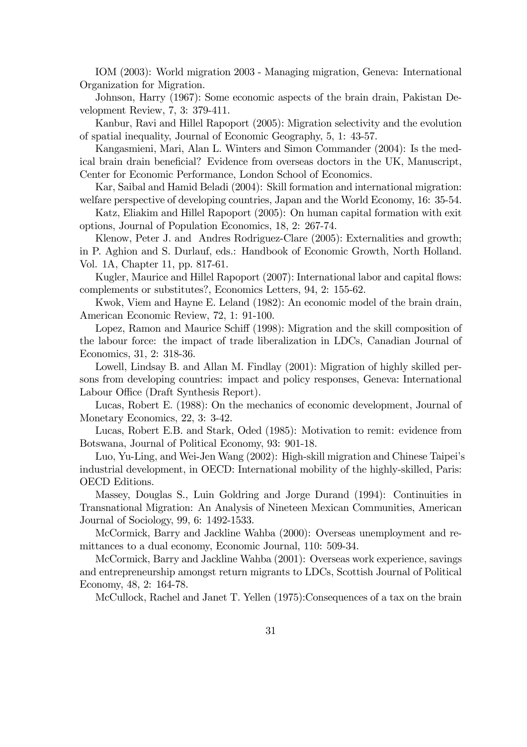IOM (2003): World migration 2003 - Managing migration, Geneva: International Organization for Migration.

Johnson, Harry (1967): Some economic aspects of the brain drain, Pakistan Development Review, 7, 3: 379-411.

Kanbur, Ravi and Hillel Rapoport (2005): Migration selectivity and the evolution of spatial inequality, Journal of Economic Geography, 5, 1: 43-57.

Kangasmieni, Mari, Alan L. Winters and Simon Commander (2004): Is the medical brain drain beneficial? Evidence from overseas doctors in the UK, Manuscript, Center for Economic Performance, London School of Economics.

Kar, Saibal and Hamid Beladi (2004): Skill formation and international migration: welfare perspective of developing countries, Japan and the World Economy, 16: 35-54.

Katz, Eliakim and Hillel Rapoport (2005): On human capital formation with exit options, Journal of Population Economics, 18, 2: 267-74.

Klenow, Peter J. and Andres Rodriguez-Clare (2005): Externalities and growth; in P. Aghion and S. Durlauf, eds.: Handbook of Economic Growth, North Holland. Vol. 1A, Chapter 11, pp. 817-61.

Kugler, Maurice and Hillel Rapoport (2007): International labor and capital flows: complements or substitutes?, Economics Letters, 94, 2: 155-62.

Kwok, Viem and Hayne E. Leland (1982): An economic model of the brain drain, American Economic Review, 72, 1: 91-100.

Lopez, Ramon and Maurice Schiff (1998): Migration and the skill composition of the labour force: the impact of trade liberalization in LDCs, Canadian Journal of Economics, 31, 2: 318-36.

Lowell, Lindsay B. and Allan M. Findlay (2001): Migration of highly skilled persons from developing countries: impact and policy responses, Geneva: International Labour Office (Draft Synthesis Report).

Lucas, Robert E. (1988): On the mechanics of economic development, Journal of Monetary Economics, 22, 3: 3-42.

Lucas, Robert E.B. and Stark, Oded (1985): Motivation to remit: evidence from Botswana, Journal of Political Economy, 93: 901-18.

Luo, Yu-Ling, and Wei-Jen Wang (2002): High-skill migration and Chinese Taipei's industrial development, in OECD: International mobility of the highly-skilled, Paris: OECD Editions.

Massey, Douglas S., Luin Goldring and Jorge Durand (1994): Continuities in Transnational Migration: An Analysis of Nineteen Mexican Communities, American Journal of Sociology, 99, 6: 1492-1533.

McCormick, Barry and Jackline Wahba (2000): Overseas unemployment and remittances to a dual economy, Economic Journal, 110: 509-34.

McCormick, Barry and Jackline Wahba (2001): Overseas work experience, savings and entrepreneurship amongst return migrants to LDCs, Scottish Journal of Political Economy, 48, 2: 164-78.

McCullock, Rachel and Janet T. Yellen (1975):Consequences of a tax on the brain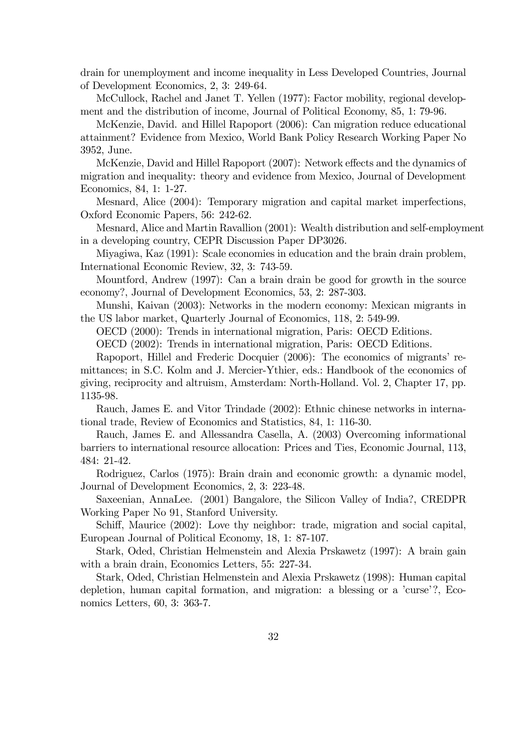drain for unemployment and income inequality in Less Developed Countries, Journal of Development Economics, 2, 3: 249-64.

McCullock, Rachel and Janet T. Yellen (1977): Factor mobility, regional development and the distribution of income, Journal of Political Economy, 85, 1: 79-96.

McKenzie, David. and Hillel Rapoport (2006): Can migration reduce educational attainment? Evidence from Mexico, World Bank Policy Research Working Paper No 3952, June.

McKenzie, David and Hillel Rapoport (2007): Network effects and the dynamics of migration and inequality: theory and evidence from Mexico, Journal of Development Economics, 84, 1: 1-27.

Mesnard, Alice (2004): Temporary migration and capital market imperfections, Oxford Economic Papers, 56: 242-62.

Mesnard, Alice and Martin Ravallion (2001): Wealth distribution and self-employment in a developing country, CEPR Discussion Paper DP3026.

Miyagiwa, Kaz (1991): Scale economies in education and the brain drain problem, International Economic Review, 32, 3: 743-59.

Mountford, Andrew (1997): Can a brain drain be good for growth in the source economy?, Journal of Development Economics, 53, 2: 287-303.

Munshi, Kaivan (2003): Networks in the modern economy: Mexican migrants in the US labor market, Quarterly Journal of Economics, 118, 2: 549-99.

OECD (2000): Trends in international migration, Paris: OECD Editions.

OECD (2002): Trends in international migration, Paris: OECD Editions.

Rapoport, Hillel and Frederic Docquier (2006): The economics of migrants' remittances; in S.C. Kolm and J. Mercier-Ythier, eds.: Handbook of the economics of giving, reciprocity and altruism, Amsterdam: North-Holland. Vol. 2, Chapter 17, pp. 1135-98.

Rauch, James E. and Vitor Trindade (2002): Ethnic chinese networks in international trade, Review of Economics and Statistics, 84, 1: 116-30.

Rauch, James E. and Allessandra Casella, A. (2003) Overcoming informational barriers to international resource allocation: Prices and Ties, Economic Journal, 113, 484: 21-42.

Rodriguez, Carlos (1975): Brain drain and economic growth: a dynamic model, Journal of Development Economics, 2, 3: 223-48.

Saxeenian, AnnaLee. (2001) Bangalore, the Silicon Valley of India?, CREDPR Working Paper No 91, Stanford University.

Schiff, Maurice (2002): Love thy neighbor: trade, migration and social capital, European Journal of Political Economy, 18, 1: 87-107.

Stark, Oded, Christian Helmenstein and Alexia Prskawetz (1997): A brain gain with a brain drain, Economics Letters, 55: 227-34.

Stark, Oded, Christian Helmenstein and Alexia Prskawetz (1998): Human capital depletion, human capital formation, and migration: a blessing or a 'curse'?, Economics Letters, 60, 3: 363-7.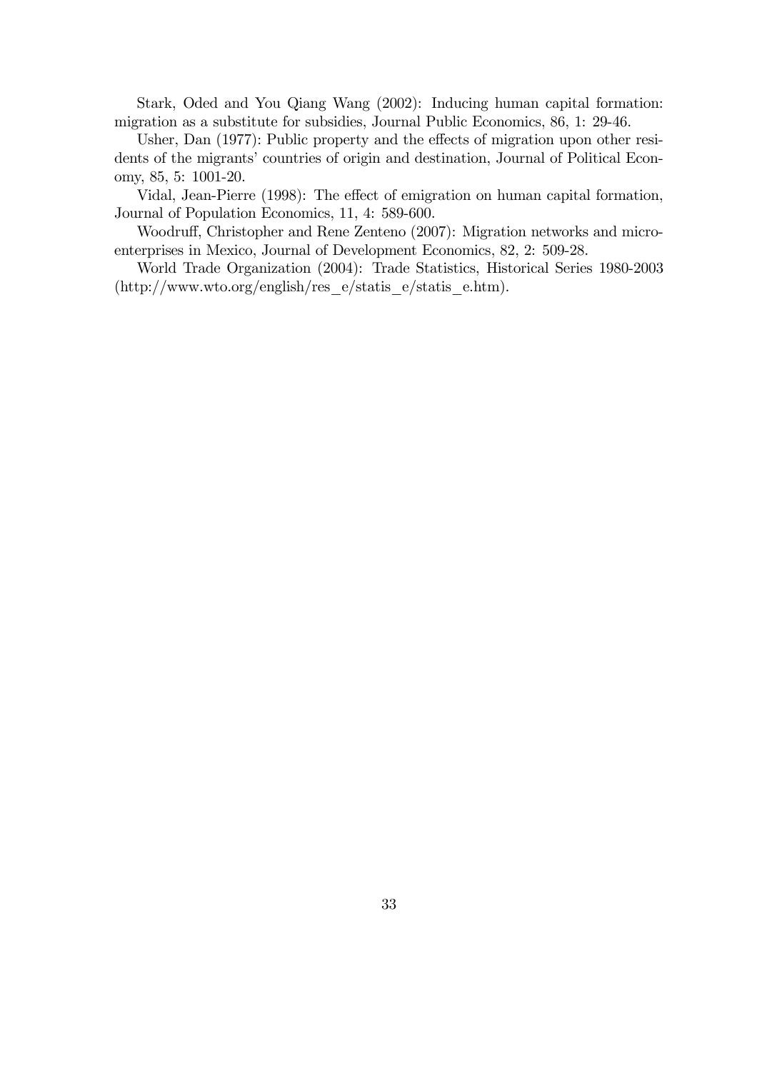Stark, Oded and You Qiang Wang (2002): Inducing human capital formation: migration as a substitute for subsidies, Journal Public Economics, 86, 1: 29-46.

Usher, Dan (1977): Public property and the effects of migration upon other residents of the migrants' countries of origin and destination, Journal of Political Economy, 85, 5: 1001-20.

Vidal, Jean-Pierre (1998): The effect of emigration on human capital formation, Journal of Population Economics, 11, 4: 589-600.

Woodruff, Christopher and Rene Zenteno (2007): Migration networks and microenterprises in Mexico, Journal of Development Economics, 82, 2: 509-28.

World Trade Organization (2004): Trade Statistics, Historical Series 1980-2003 (http://www.wto.org/english/res_e/statis_e/statis_e.htm).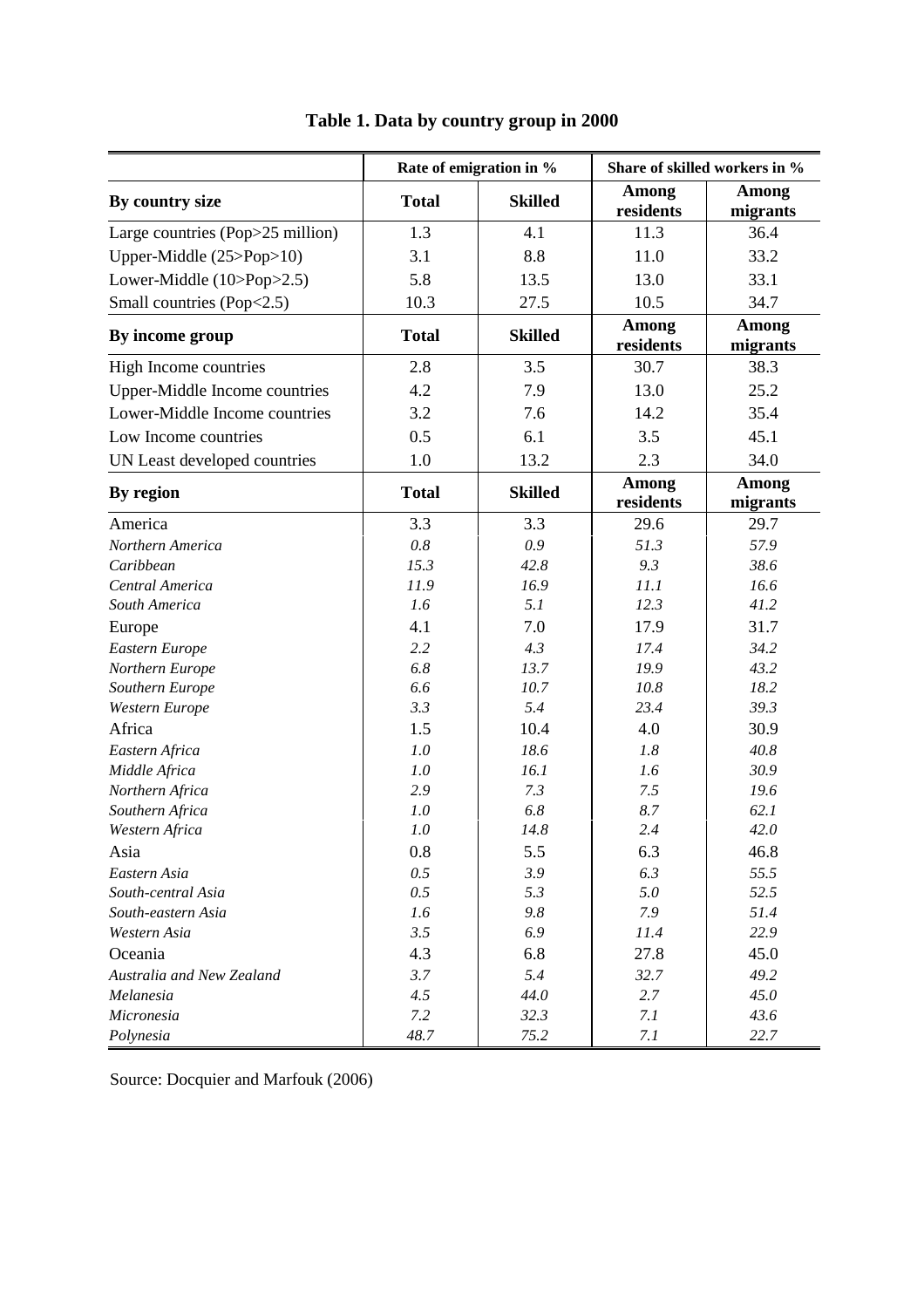**Table 1. Data by country group in 2000**

| | Rate of emigration in % | | Share of skilled workers in % | |
|---|---|---|---|---|
| **By country size** | **Total** | **Skilled** | **Among residents** | **Among migrants** |
| Large countries (Pop>25 million) | 1.3 | 4.1 | 11.3 | 36.4 |
| Upper-Middle (25>Pop>10) | 3.1 | 8.8 | 11.0 | 33.2 |
| Lower-Middle (10>Pop>2.5) | 5.8 | 13.5 | 13.0 | 33.1 |
| Small countries (Pop<2.5) | 10.3 | 27.5 | 10.5 | 34.7 |
| **By income group** | **Total** | **Skilled** | **Among residents** | **Among migrants** |
| High Income countries | 2.8 | 3.5 | 30.7 | 38.3 |
| Upper-Middle Income countries | 4.2 | 7.9 | 13.0 | 25.2 |
| Lower-Middle Income countries | 3.2 | 7.6 | 14.2 | 35.4 |
| Low Income countries | 0.5 | 6.1 | 3.5 | 45.1 |
| UN Least developed countries | 1.0 | 13.2 | 2.3 | 34.0 |
| **By region** | **Total** | **Skilled** | **Among residents** | **Among migrants** |
| America | 3.3 | 3.3 | 29.6 | 29.7 |
| *Northern America* | *0.8* | *0.9* | *51.3* | *57.9* |
| *Caribbean* | *15.3* | *42.8* | *9.3* | *38.6* |
| *Central America* | *11.9* | *16.9* | *11.1* | *16.6* |
| *South America* | *1.6* | *5.1* | *12.3* | *41.2* |
| Europe | 4.1 | 7.0 | 17.9 | 31.7 |
| *Eastern Europe* | *2.2* | *4.3* | *17.4* | *34.2* |
| *Northern Europe* | *6.8* | *13.7* | *19.9* | *43.2* |
| *Southern Europe* | *6.6* | *10.7* | *10.8* | *18.2* |
| *Western Europe* | *3.3* | *5.4* | *23.4* | *39.3* |
| Africa | 1.5 | 10.4 | 4.0 | 30.9 |
| *Eastern Africa* | *1.0* | *18.6* | *1.8* | *40.8* |
| *Middle Africa* | *1.0* | *16.1* | *1.6* | *30.9* |
| *Northern Africa* | *2.9* | *7.3* | *7.5* | *19.6* |
| *Southern Africa* | *1.0* | *6.8* | *8.7* | *62.1* |
| *Western Africa* | *1.0* | *14.8* | *2.4* | *42.0* |
| Asia | 0.8 | 5.5 | 6.3 | 46.8 |
| *Eastern Asia* | *0.5* | *3.9* | *6.3* | *55.5* |
| *South-central Asia* | *0.5* | *5.3* | *5.0* | *52.5* |
| *South-eastern Asia* | *1.6* | *9.8* | *7.9* | *51.4* |
| *Western Asia* | *3.5* | *6.9* | *11.4* | *22.9* |
| Oceania | 4.3 | 6.8 | 27.8 | 45.0 |
| *Australia and New Zealand* | *3.7* | *5.4* | *32.7* | *49.2* |
| *Melanesia* | *4.5* | *44.0* | *2.7* | *45.0* |
| *Micronesia* | *7.2* | *32.3* | *7.1* | *43.6* |
| *Polynesia* | *48.7* | *75.2* | *7.1* | *22.7* |

Source: Docquier and Marfouk (2006)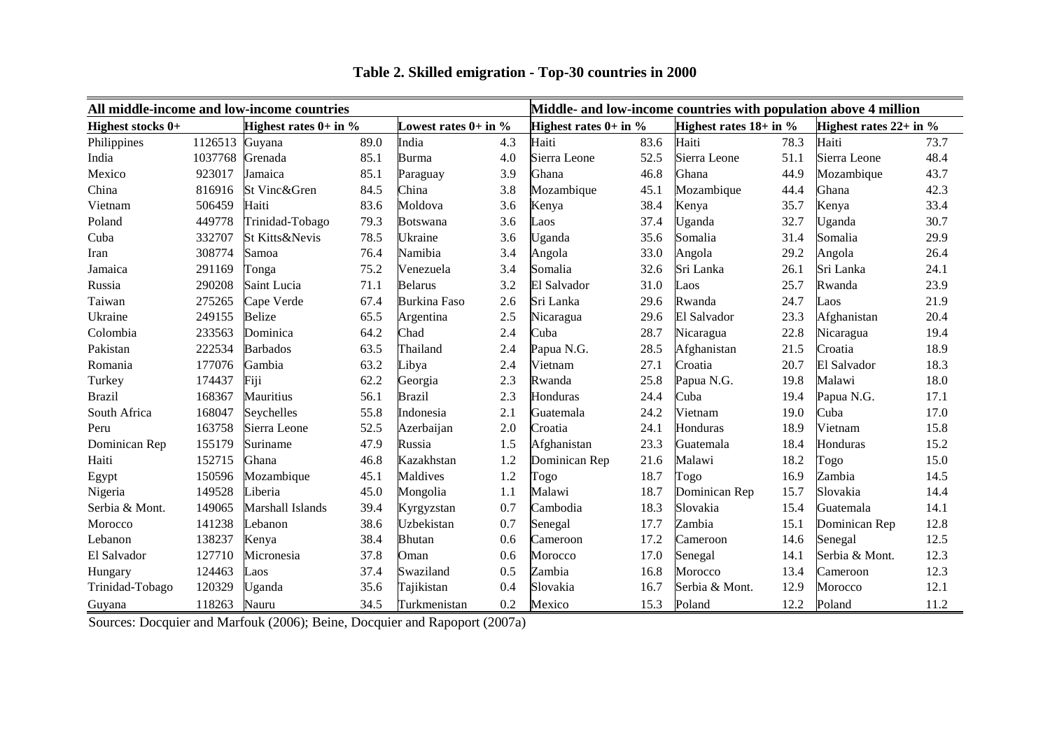# Table 2. Skilled emigration - Top-30 countries in 2000

| All middle-income and low-income countries | | | | | | Middle- and low-income countries with population above 4 million | | | | | |
|---|---|---|---|---|---|---|---|---|---|---|---|
| Highest stocks 0+ | | Highest rates 0+ in % | | Lowest rates 0+ in % | | Highest rates 0+ in % | | Highest rates 18+ in % | | Highest rates 22+ in % | |
| Philippines | 1126513 | Guyana | 89.0 | India | 4.3 | Haiti | 83.6 | Haiti | 78.3 | Haiti | 73.7 |
| India | 1037768 | Grenada | 85.1 | Burma | 4.0 | Sierra Leone | 52.5 | Sierra Leone | 51.1 | Sierra Leone | 48.4 |
| Mexico | 923017 | Jamaica | 85.1 | Paraguay | 3.9 | Ghana | 46.8 | Ghana | 44.9 | Mozambique | 43.7 |
| China | 816916 | St Vinc&Gren | 84.5 | China | 3.8 | Mozambique | 45.1 | Mozambique | 44.4 | Ghana | 42.3 |
| Vietnam | 506459 | Haiti | 83.6 | Moldova | 3.6 | Kenya | 38.4 | Kenya | 35.7 | Kenya | 33.4 |
| Poland | 449778 | Trinidad-Tobago | 79.3 | Botswana | 3.6 | Laos | 37.4 | Uganda | 32.7 | Uganda | 30.7 |
| Cuba | 332707 | St Kitts&Nevis | 78.5 | Ukraine | 3.6 | Uganda | 35.6 | Somalia | 31.4 | Somalia | 29.9 |
| Iran | 308774 | Samoa | 76.4 | Namibia | 3.4 | Angola | 33.0 | Angola | 29.2 | Angola | 26.4 |
| Jamaica | 291169 | Tonga | 75.2 | Venezuela | 3.4 | Somalia | 32.6 | Sri Lanka | 26.1 | Sri Lanka | 24.1 |
| Russia | 290208 | Saint Lucia | 71.1 | Belarus | 3.2 | El Salvador | 31.0 | Laos | 25.7 | Rwanda | 23.9 |
| Taiwan | 275265 | Cape Verde | 67.4 | Burkina Faso | 2.6 | Sri Lanka | 29.6 | Rwanda | 24.7 | Laos | 21.9 |
| Ukraine | 249155 | Belize | 65.5 | Argentina | 2.5 | Nicaragua | 29.6 | El Salvador | 23.3 | Afghanistan | 20.4 |
| Colombia | 233563 | Dominica | 64.2 | Chad | 2.4 | Cuba | 28.7 | Nicaragua | 22.8 | Nicaragua | 19.4 |
| Pakistan | 222534 | Barbados | 63.5 | Thailand | 2.4 | Papua N.G. | 28.5 | Afghanistan | 21.5 | Croatia | 18.9 |
| Romania | 177076 | Gambia | 63.2 | Libya | 2.4 | Vietnam | 27.1 | Croatia | 20.7 | El Salvador | 18.3 |
| Turkey | 174437 | Fiji | 62.2 | Georgia | 2.3 | Rwanda | 25.8 | Papua N.G. | 19.8 | Malawi | 18.0 |
| Brazil | 168367 | Mauritius | 56.1 | Brazil | 2.3 | Honduras | 24.4 | Cuba | 19.4 | Papua N.G. | 17.1 |
| South Africa | 168047 | Seychelles | 55.8 | Indonesia | 2.1 | Guatemala | 24.2 | Vietnam | 19.0 | Cuba | 17.0 |
| Peru | 163758 | Sierra Leone | 52.5 | Azerbaijan | 2.0 | Croatia | 24.1 | Honduras | 18.9 | Vietnam | 15.8 |
| Dominican Rep | 155179 | Suriname | 47.9 | Russia | 1.5 | Afghanistan | 23.3 | Guatemala | 18.4 | Honduras | 15.2 |
| Haiti | 152715 | Ghana | 46.8 | Kazakhstan | 1.2 | Dominican Rep | 21.6 | Malawi | 18.2 | Togo | 15.0 |
| Egypt | 150596 | Mozambique | 45.1 | Maldives | 1.2 | Togo | 18.7 | Togo | 16.9 | Zambia | 14.5 |
| Nigeria | 149528 | Liberia | 45.0 | Mongolia | 1.1 | Malawi | 18.7 | Dominican Rep | 15.7 | Slovakia | 14.4 |
| Serbia & Mont. | 149065 | Marshall Islands | 39.4 | Kyrgyzstan | 0.7 | Cambodia | 18.3 | Slovakia | 15.4 | Guatemala | 14.1 |
| Morocco | 141238 | Lebanon | 38.6 | Uzbekistan | 0.7 | Senegal | 17.7 | Zambia | 15.1 | Dominican Rep | 12.8 |
| Lebanon | 138237 | Kenya | 38.4 | Bhutan | 0.6 | Cameroon | 17.2 | Cameroon | 14.6 | Senegal | 12.5 |
| El Salvador | 127710 | Micronesia | 37.8 | Oman | 0.6 | Morocco | 17.0 | Senegal | 14.1 | Serbia & Mont. | 12.3 |
| Hungary | 124463 | Laos | 37.4 | Swaziland | 0.5 | Zambia | 16.8 | Morocco | 13.4 | Cameroon | 12.3 |
| Trinidad-Tobago | 120329 | Uganda | 35.6 | Tajikistan | 0.4 | Slovakia | 16.7 | Serbia & Mont. | 12.9 | Morocco | 12.1 |
| Guyana | 118263 | Nauru | 34.5 | Turkmenistan | 0.2 | Mexico | 15.3 | Poland | 12.2 | Poland | 11.2 |

Sources: Docquier and Marfouk (2006); Beine, Docquier and Rapoport (2007a)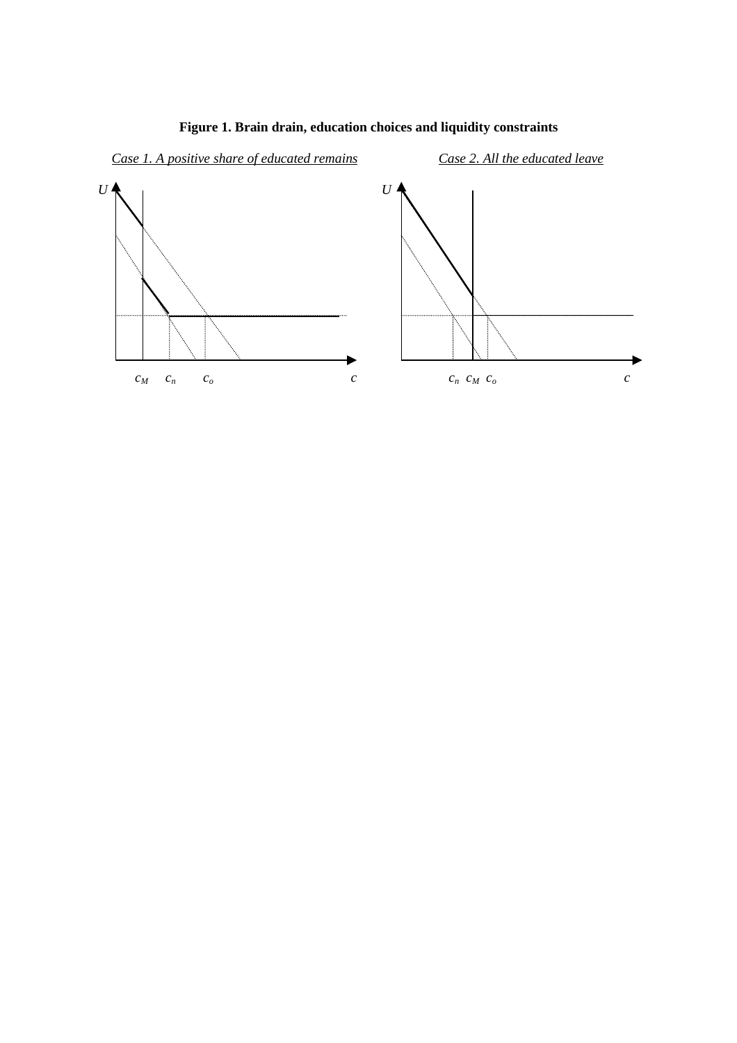**Figure 1. Brain drain, education choices and liquidity constraints**

*Case 1. A positive share of educated remains*

$U$

$c_M$ $c_n$ $c_o$ $c$

*Case 2. All the educated leave*

$U$

$c_n$ $c_M$ $c_o$ $c$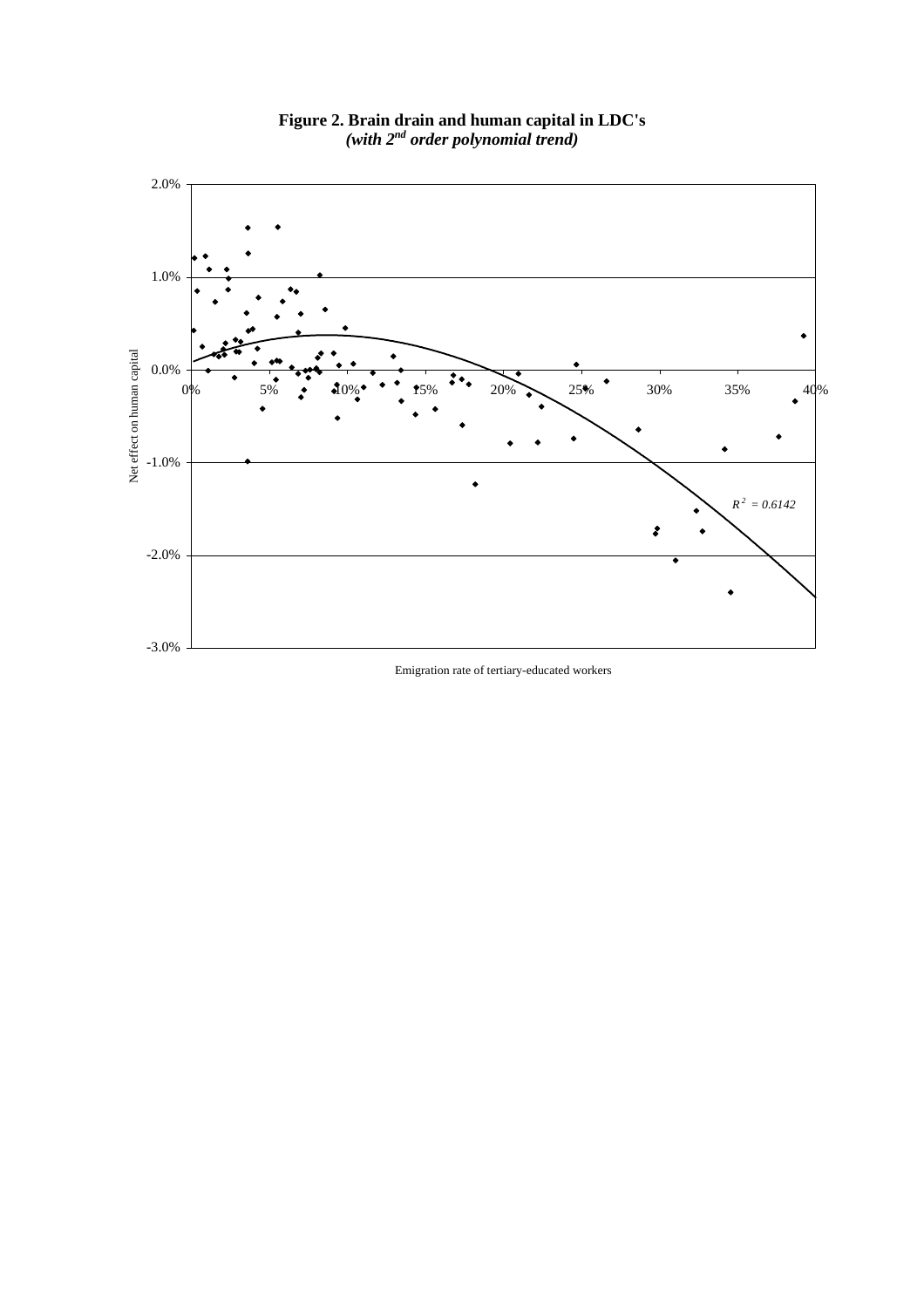**Figure 2. Brain drain and human capital in LDC's**
***(with 2nd order polynomial trend)***

Net effect on human capital

$R^2 = 0.6142$

Emigration rate of tertiary-educated workers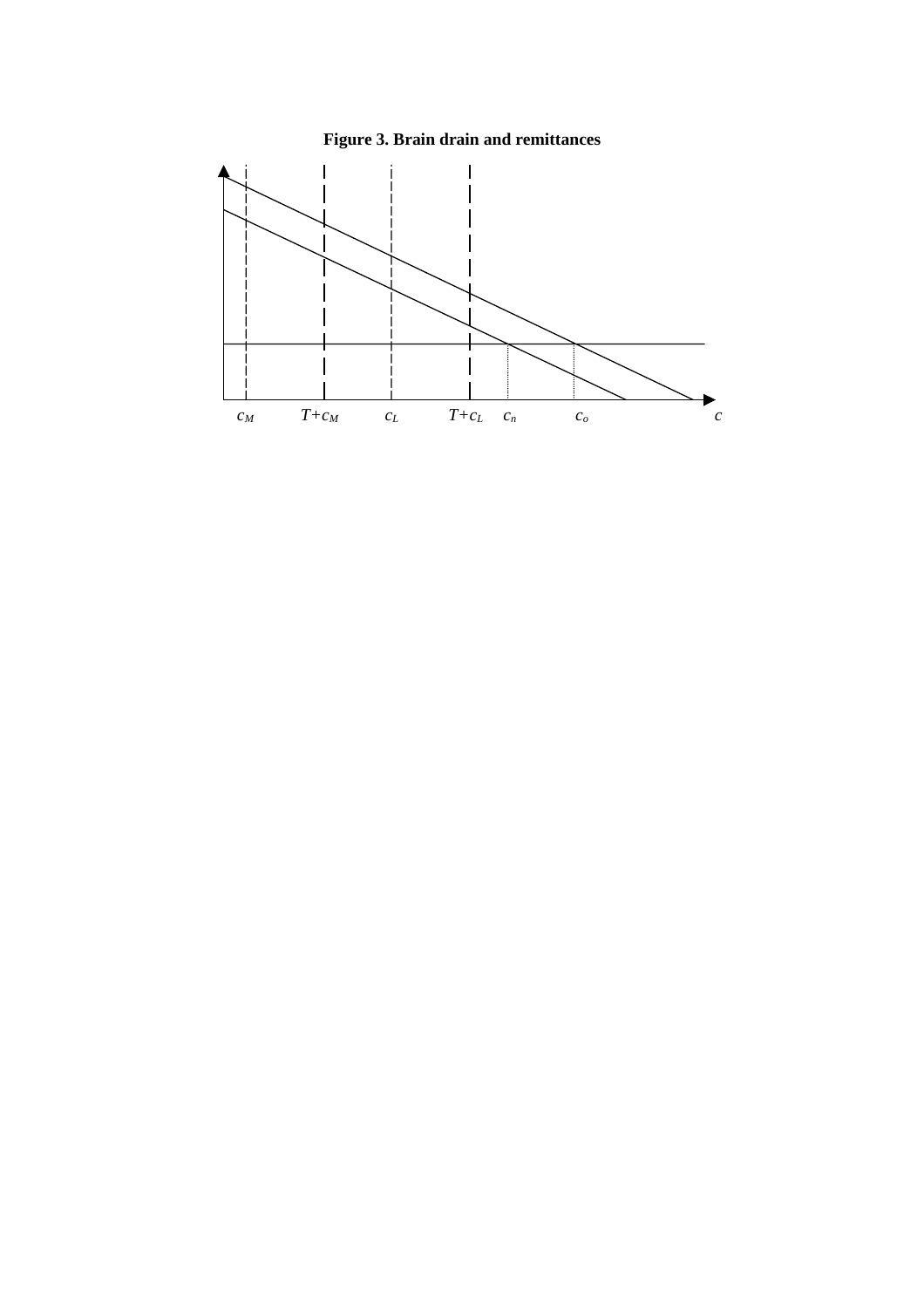**Figure 3. Brain drain and remittances**

$c_M$ $T+c_M$ $c_L$ $T+c_L$ $c_n$ $c_o$ $c$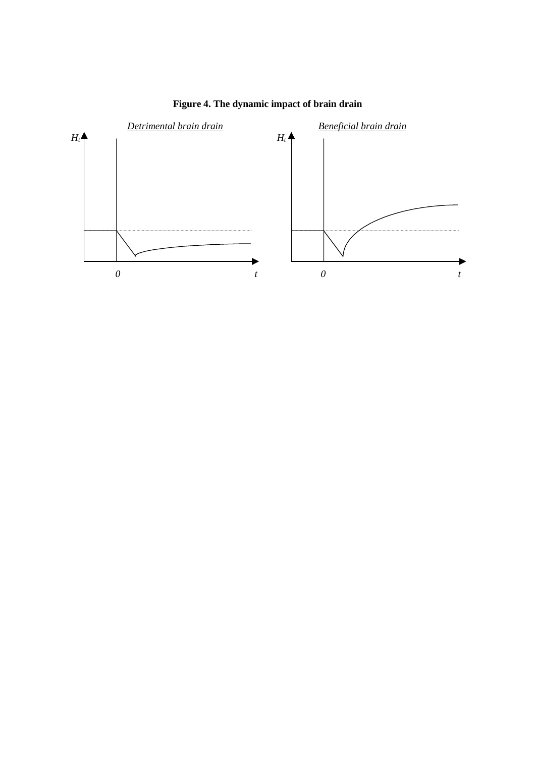**Figure 4. The dynamic impact of brain drain**

*Detrimental brain drain*

$H_t$

0 $t$

*Beneficial brain drain*

$H_t$

0 $t$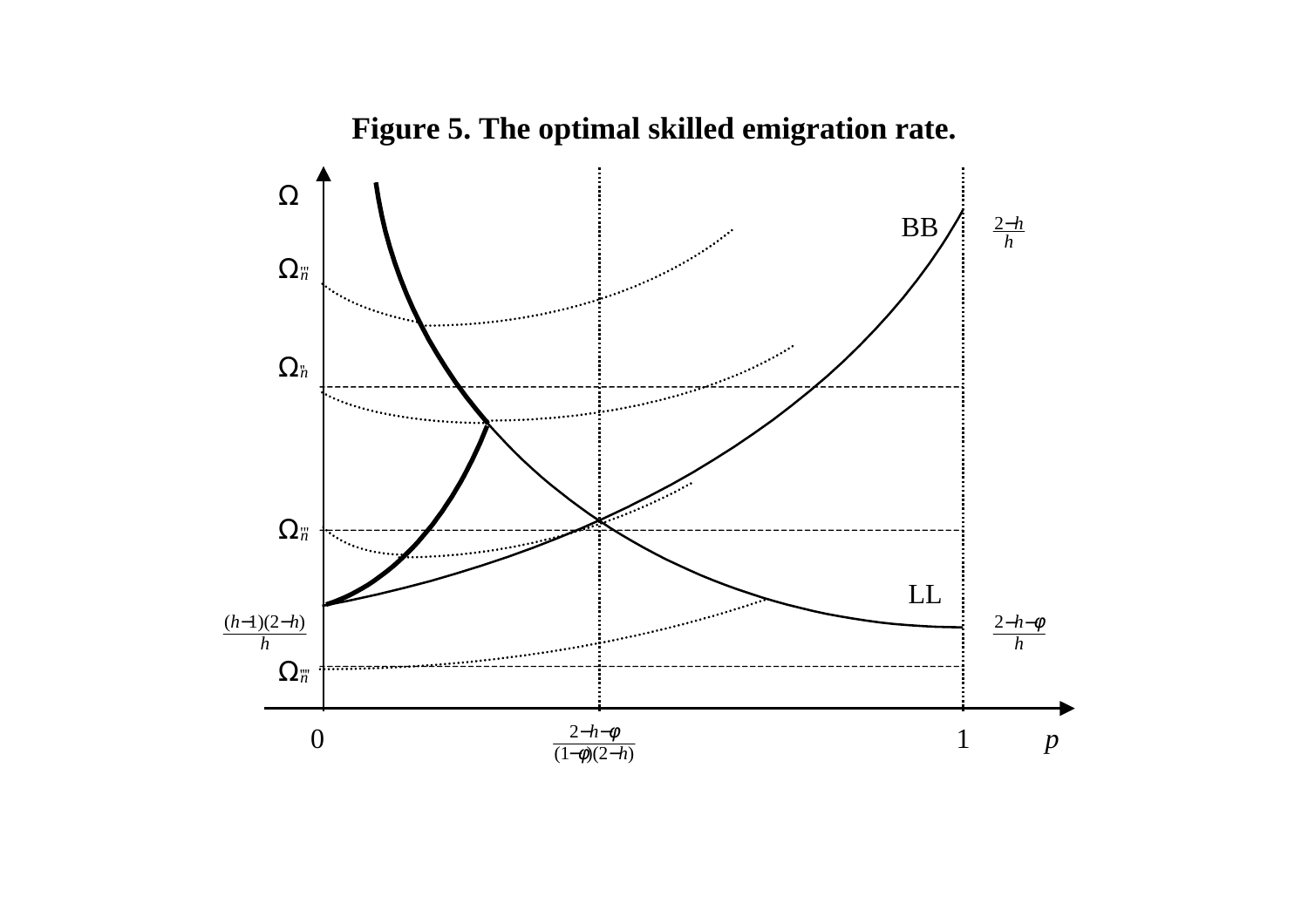**Figure 5. The optimal skilled emigration rate.**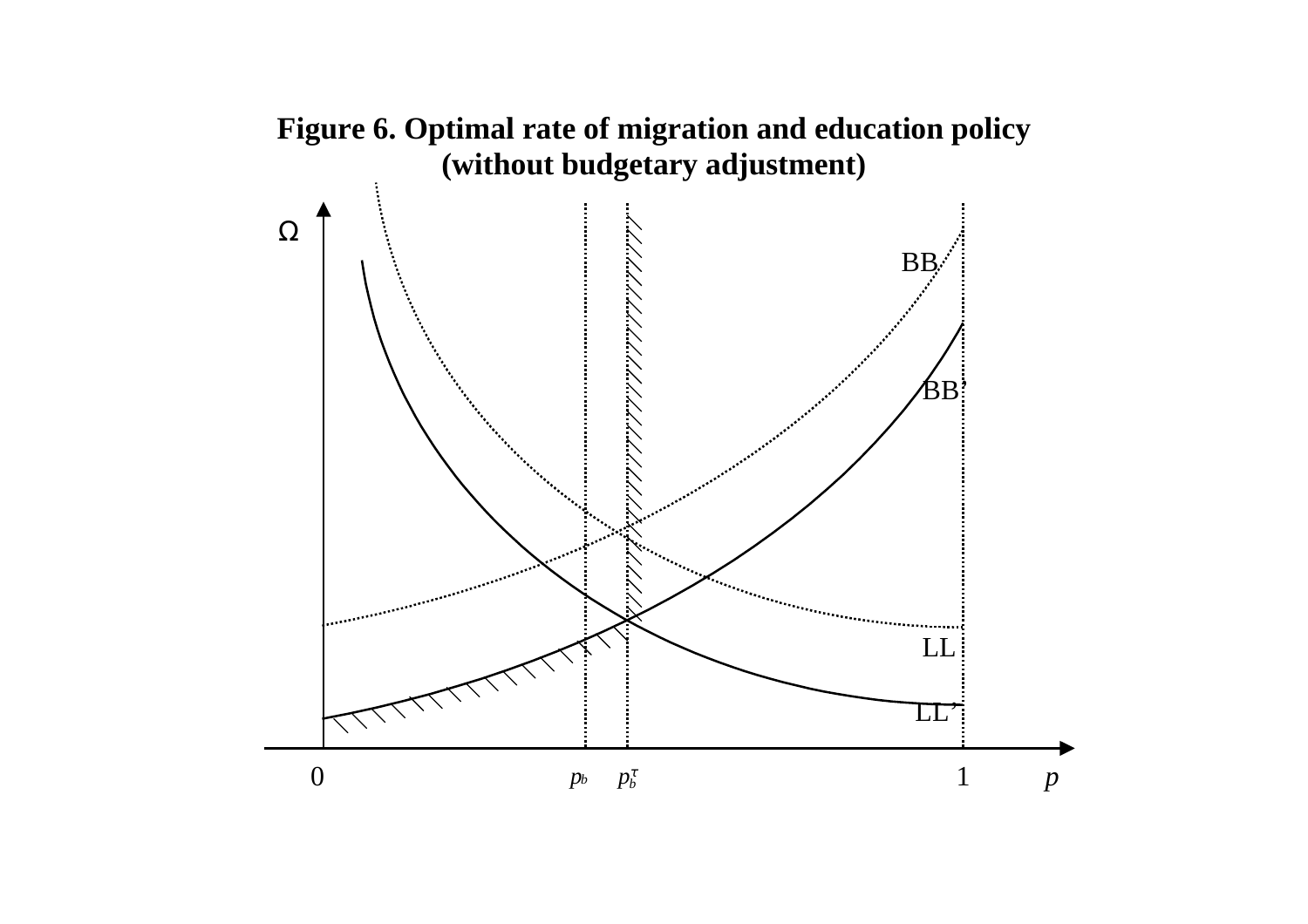**Figure 6. Optimal rate of migration and education policy (without budgetary adjustment)**

Ω

BB

BB'

LL

LL'

0

$p_b$

$p_b^\tau$

1

$p$